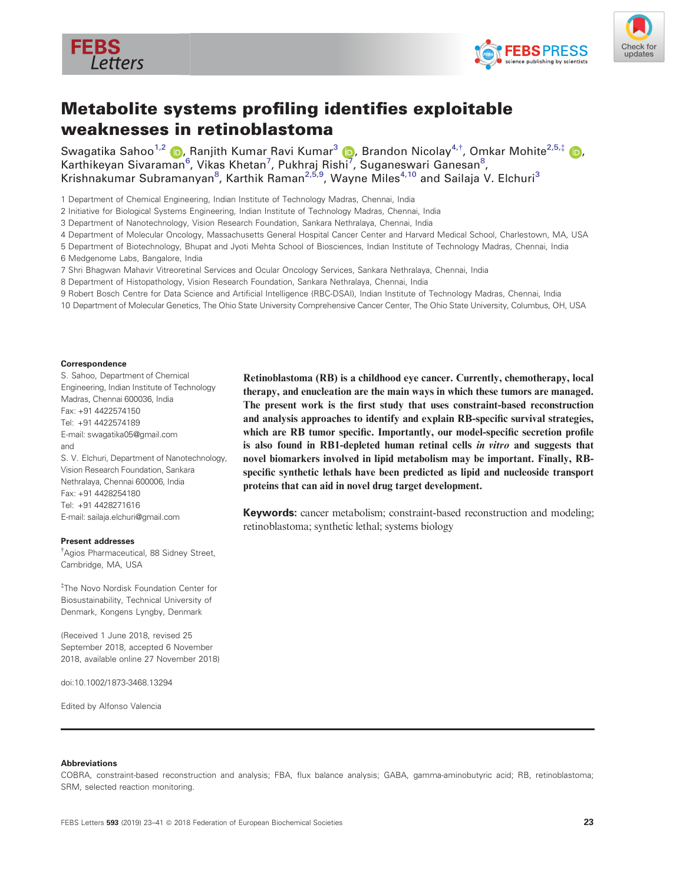# Metabolite systems profiling identifies exploitable weaknesses in retinoblastoma

Swagatika Sahoo[1,2], Ranjith Kumar Ravi Kumar[3], Brandon Nicolay[4,†], Omkar Mohite[2,5,‡], Karthikeyan Sivaraman[6], Vikas Khetan[7], Pukhraj Rishi[7], Suganeswari Ganesan[8], Krishnakumar Subramanyan[8], Karthik Raman[2,5,9], Wayne Miles[4,10] and Sailaja V. Elchuri[3]

1 Department of Chemical Engineering, Indian Institute of Technology Madras, Chennai, India
2 Initiative for Biological Systems Engineering, Indian Institute of Technology Madras, Chennai, India
3 Department of Nanotechnology, Vision Research Foundation, Sankara Nethralaya, Chennai, India
4 Department of Molecular Oncology, Massachusetts General Hospital Cancer Center and Harvard Medical School, Charlestown, MA, USA
5 Department of Biotechnology, Bhupat and Jyoti Mehta School of Biosciences, Indian Institute of Technology Madras, Chennai, India
6 Medgenome Labs, Bangalore, India
7 Shri Bhagwan Mahavir Vitreoretinal Services and Ocular Oncology Services, Sankara Nethralaya, Chennai, India
8 Department of Histopathology, Vision Research Foundation, Sankara Nethralaya, Chennai, India
9 Robert Bosch Centre for Data Science and Artificial Intelligence (RBC-DSAI), Indian Institute of Technology Madras, Chennai, India
10 Department of Molecular Genetics, The Ohio State University Comprehensive Cancer Center, The Ohio State University, Columbus, OH, USA

**Correspondence**

S. Sahoo, Department of Chemical Engineering, Indian Institute of Technology Madras, Chennai 600036, India
Fax: +91 4422574150
Tel: +91 4422574189
E-mail: swagatika05@gmail.com
and
S. V. Elchuri, Department of Nanotechnology, Vision Research Foundation, Sankara Nethralaya, Chennai 600006, India
Fax: +91 4428254180
Tel: +91 4428271616
E-mail: sailaja.elchuri@gmail.com

**Present addresses**

†Agios Pharmaceutical, 88 Sidney Street, Cambridge, MA, USA

‡The Novo Nordisk Foundation Center for Biosustainability, Technical University of Denmark, Kongens Lyngby, Denmark

(Received 1 June 2018, revised 25 September 2018, accepted 6 November 2018, available online 27 November 2018)

doi:10.1002/1873-3468.13294

Edited by Alfonso Valencia

**Retinoblastoma (RB) is a childhood eye cancer. Currently, chemotherapy, local therapy, and enucleation are the main ways in which these tumors are managed. The present work is the first study that uses constraint-based reconstruction and analysis approaches to identify and explain RB-specific survival strategies, which are RB tumor specific. Importantly, our model-specific secretion profile is also found in RB1-depleted human retinal cells *in vitro* and suggests that novel biomarkers involved in lipid metabolism may be important. Finally, RB-specific synthetic lethals have been predicted as lipid and nucleoside transport proteins that can aid in novel drug target development.**

**Keywords:** cancer metabolism; constraint-based reconstruction and modeling; retinoblastoma; synthetic lethal; systems biology

**Abbreviations**

COBRA, constraint-based reconstruction and analysis; FBA, flux balance analysis; GABA, gamma-aminobutyric acid; RB, retinoblastoma; SRM, selected reaction monitoring.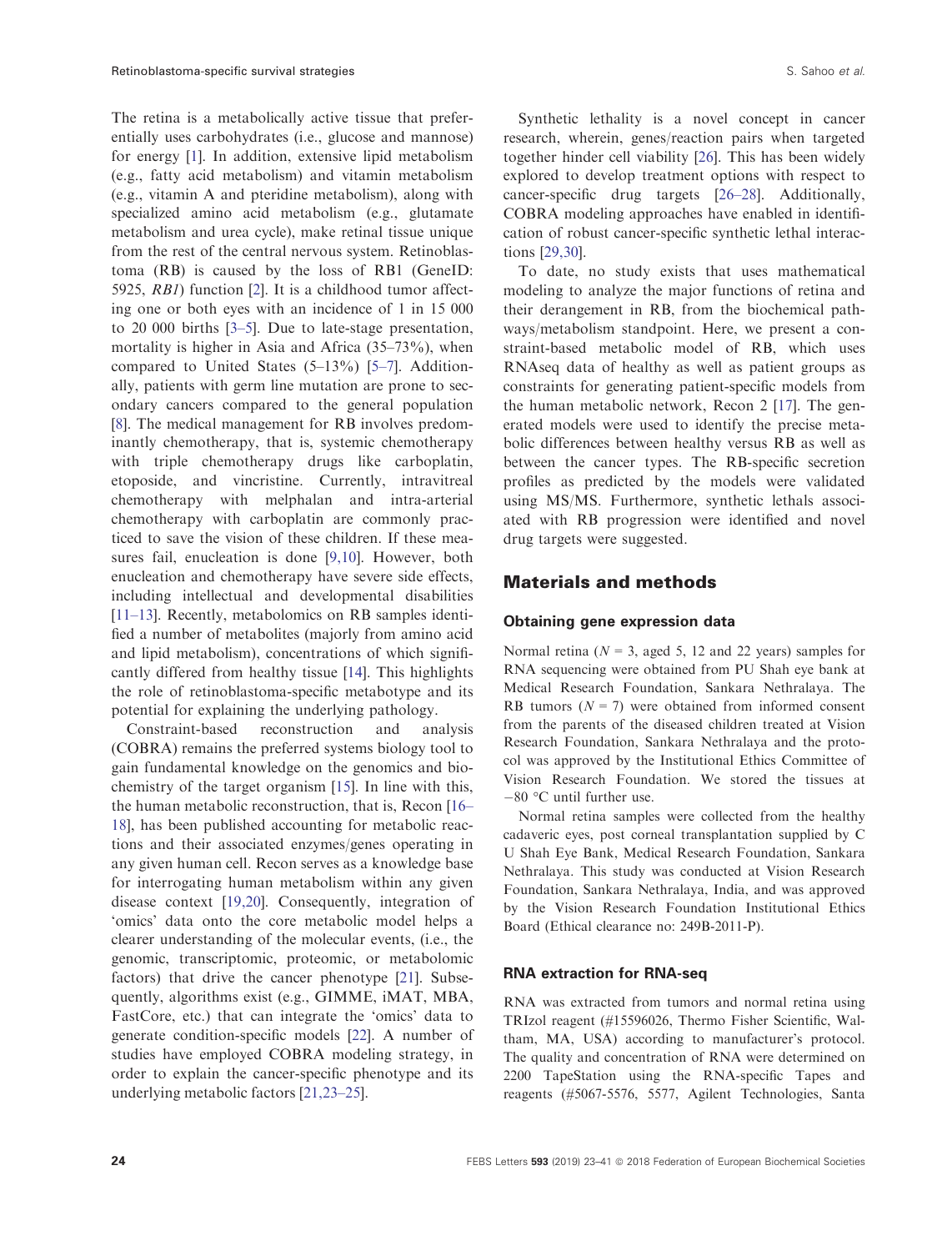The retina is a metabolically active tissue that preferentially uses carbohydrates (i.e., glucose and mannose) for energy [1]. In addition, extensive lipid metabolism (e.g., fatty acid metabolism) and vitamin metabolism (e.g., vitamin A and pteridine metabolism), along with specialized amino acid metabolism (e.g., glutamate metabolism and urea cycle), make retinal tissue unique from the rest of the central nervous system. Retinoblastoma (RB) is caused by the loss of RB1 (GeneID: 5925, *RB1*) function [2]. It is a childhood tumor affecting one or both eyes with an incidence of 1 in 15 000 to 20 000 births [3–5]. Due to late-stage presentation, mortality is higher in Asia and Africa (35–73%), when compared to United States (5–13%) [5–7]. Additionally, patients with germ line mutation are prone to secondary cancers compared to the general population [8]. The medical management for RB involves predominantly chemotherapy, that is, systemic chemotherapy with triple chemotherapy drugs like carboplatin, etoposide, and vincristine. Currently, intravitreal chemotherapy with melphalan and intra-arterial chemotherapy with carboplatin are commonly practiced to save the vision of these children. If these measures fail, enucleation is done [9,10]. However, both enucleation and chemotherapy have severe side effects, including intellectual and developmental disabilities [11–13]. Recently, metabolomics on RB samples identified a number of metabolites (majorly from amino acid and lipid metabolism), concentrations of which significantly differed from healthy tissue [14]. This highlights the role of retinoblastoma-specific metabotype and its potential for explaining the underlying pathology.

Constraint-based reconstruction and analysis (COBRA) remains the preferred systems biology tool to gain fundamental knowledge on the genomics and biochemistry of the target organism [15]. In line with this, the human metabolic reconstruction, that is, Recon [16–18], has been published accounting for metabolic reactions and their associated enzymes/genes operating in any given human cell. Recon serves as a knowledge base for interrogating human metabolism within any given disease context [19,20]. Consequently, integration of 'omics' data onto the core metabolic model helps a clearer understanding of the molecular events, (i.e., the genomic, transcriptomic, proteomic, or metabolomic factors) that drive the cancer phenotype [21]. Subsequently, algorithms exist (e.g., GIMME, iMAT, MBA, FastCore, etc.) that can integrate the 'omics' data to generate condition-specific models [22]. A number of studies have employed COBRA modeling strategy, in order to explain the cancer-specific phenotype and its underlying metabolic factors [21,23–25].

Synthetic lethality is a novel concept in cancer research, wherein, genes/reaction pairs when targeted together hinder cell viability [26]. This has been widely explored to develop treatment options with respect to cancer-specific drug targets [26–28]. Additionally, COBRA modeling approaches have enabled in identification of robust cancer-specific synthetic lethal interactions [29,30].

To date, no study exists that uses mathematical modeling to analyze the major functions of retina and their derangement in RB, from the biochemical pathways/metabolism standpoint. Here, we present a constraint-based metabolic model of RB, which uses RNAseq data of healthy as well as patient groups as constraints for generating patient-specific models from the human metabolic network, Recon 2 [17]. The generated models were used to identify the precise metabolic differences between healthy versus RB as well as between the cancer types. The RB-specific secretion profiles as predicted by the models were validated using MS/MS. Furthermore, synthetic lethals associated with RB progression were identified and novel drug targets were suggested.

## Materials and methods

### Obtaining gene expression data

Normal retina ($N = 3$, aged 5, 12 and 22 years) samples for RNA sequencing were obtained from PU Shah eye bank at Medical Research Foundation, Sankara Nethralaya. The RB tumors ($N = 7$) were obtained from informed consent from the parents of the diseased children treated at Vision Research Foundation, Sankara Nethralaya and the protocol was approved by the Institutional Ethics Committee of Vision Research Foundation. We stored the tissues at −80 °C until further use.

Normal retina samples were collected from the healthy cadaveric eyes, post corneal transplantation supplied by C U Shah Eye Bank, Medical Research Foundation, Sankara Nethralaya. This study was conducted at Vision Research Foundation, Sankara Nethralaya, India, and was approved by the Vision Research Foundation Institutional Ethics Board (Ethical clearance no: 249B-2011-P).

### RNA extraction for RNA-seq

RNA was extracted from tumors and normal retina using TRIzol reagent (#15596026, Thermo Fisher Scientific, Waltham, MA, USA) according to manufacturer's protocol. The quality and concentration of RNA were determined on 2200 TapeStation using the RNA-specific Tapes and reagents (#5067-5576, 5577, Agilent Technologies, Santa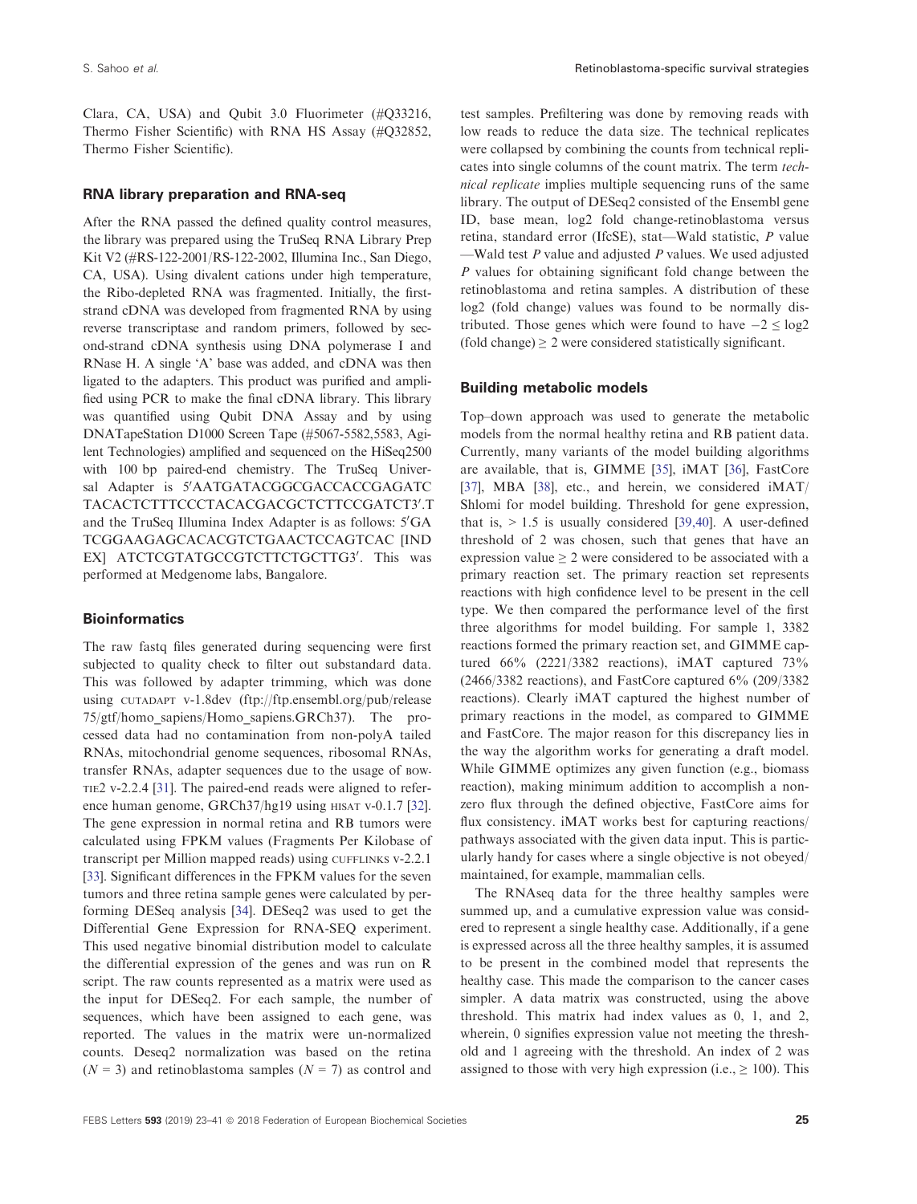Clara, CA, USA) and Qubit 3.0 Fluorimeter (#Q33216, Thermo Fisher Scientific) with RNA HS Assay (#Q32852, Thermo Fisher Scientific).

### RNA library preparation and RNA-seq

After the RNA passed the defined quality control measures, the library was prepared using the TruSeq RNA Library Prep Kit V2 (#RS-122-2001/RS-122-2002, Illumina Inc., San Diego, CA, USA). Using divalent cations under high temperature, the Ribo-depleted RNA was fragmented. Initially, the first-strand cDNA was developed from fragmented RNA by using reverse transcriptase and random primers, followed by second-strand cDNA synthesis using DNA polymerase I and RNase H. A single 'A' base was added, and cDNA was then ligated to the adapters. This product was purified and amplified using PCR to make the final cDNA library. This library was quantified using Qubit DNA Assay and by using DNATapeStation D1000 Screen Tape (#5067-5582,5583, Agilent Technologies) amplified and sequenced on the HiSeq2500 with 100 bp paired-end chemistry. The TruSeq Universal Adapter is 5′AATGATACGGCGACCACCGAGATCTACACTCTTTCCCTACACGACGCTCTTCCGATCT3′.T and the TruSeq Illumina Index Adapter is as follows: 5′GATCGGAAGAGCACACGTCTGAACTCCAGTCAC [INDEX] ATCTCGTATGCCGTCTTCTGCTTG3′. This was performed at Medgenome labs, Bangalore.

### Bioinformatics

The raw fastq files generated during sequencing were first subjected to quality check to filter out substandard data. This was followed by adapter trimming, which was done using CUTADAPT v-1.8dev (ftp://ftp.ensembl.org/pub/release 75/gtf/homo_sapiens/Homo_sapiens.GRCh37). The processed data had no contamination from non-polyA tailed RNAs, mitochondrial genome sequences, ribosomal RNAs, transfer RNAs, adapter sequences due to the usage of BOWTIE2 v-2.2.4 [31]. The paired-end reads were aligned to reference human genome, GRCh37/hg19 using HISAT v-0.1.7 [32]. The gene expression in normal retina and RB tumors were calculated using FPKM values (Fragments Per Kilobase of transcript per Million mapped reads) using CUFFLINKS v-2.2.1 [33]. Significant differences in the FPKM values for the seven tumors and three retina sample genes were calculated by performing DESeq analysis [34]. DESeq2 was used to get the Differential Gene Expression for RNA-SEQ experiment. This used negative binomial distribution model to calculate the differential expression of the genes and was run on R script. The raw counts represented as a matrix were used as the input for DESeq2. For each sample, the number of sequences, which have been assigned to each gene, was reported. The values in the matrix were un-normalized counts. Deseq2 normalization was based on the retina ($N = 3$) and retinoblastoma samples ($N = 7$) as control and test samples. Prefiltering was done by removing reads with low reads to reduce the data size. The technical replicates were collapsed by combining the counts from technical replicates into single columns of the count matrix. The term *technical replicate* implies multiple sequencing runs of the same library. The output of DESeq2 consisted of the Ensembl gene ID, base mean, log2 fold change-retinoblastoma versus retina, standard error (lfcSE), stat—Wald statistic, *P* value—Wald test *P* value and adjusted *P* values. We used adjusted *P* values for obtaining significant fold change between the retinoblastoma and retina samples. A distribution of these log2 (fold change) values was found to be normally distributed. Those genes which were found to have $-2 \leq \log 2$ (fold change) $\geq 2$ were considered statistically significant.

### Building metabolic models

Top–down approach was used to generate the metabolic models from the normal healthy retina and RB patient data. Currently, many variants of the model building algorithms are available, that is, GIMME [35], iMAT [36], FastCore [37], MBA [38], etc., and herein, we considered iMAT/Shlomi for model building. Threshold for gene expression, that is, $> 1.5$ is usually considered [39,40]. A user-defined threshold of 2 was chosen, such that genes that have an expression value $\geq 2$ were considered to be associated with a primary reaction set. The primary reaction set represents reactions with high confidence level to be present in the cell type. We then compared the performance level of the first three algorithms for model building. For sample 1, 3382 reactions formed the primary reaction set, and GIMME captured 66% (2221/3382 reactions), iMAT captured 73% (2466/3382 reactions), and FastCore captured 6% (209/3382 reactions). Clearly iMAT captured the highest number of primary reactions in the model, as compared to GIMME and FastCore. The major reason for this discrepancy lies in the way the algorithm works for generating a draft model. While GIMME optimizes any given function (e.g., biomass reaction), making minimum addition to accomplish a non-zero flux through the defined objective, FastCore aims for flux consistency. iMAT works best for capturing reactions/pathways associated with the given data input. This is particularly handy for cases where a single objective is not obeyed/maintained, for example, mammalian cells.

The RNAseq data for the three healthy samples were summed up, and a cumulative expression value was considered to represent a single healthy case. Additionally, if a gene is expressed across all the three healthy samples, it is assumed to be present in the combined model that represents the healthy case. This made the comparison to the cancer cases simpler. A data matrix was constructed, using the above threshold. This matrix had index values as 0, 1, and 2, wherein, 0 signifies expression value not meeting the threshold and 1 agreeing with the threshold. An index of 2 was assigned to those with very high expression (i.e., $\geq 100$). This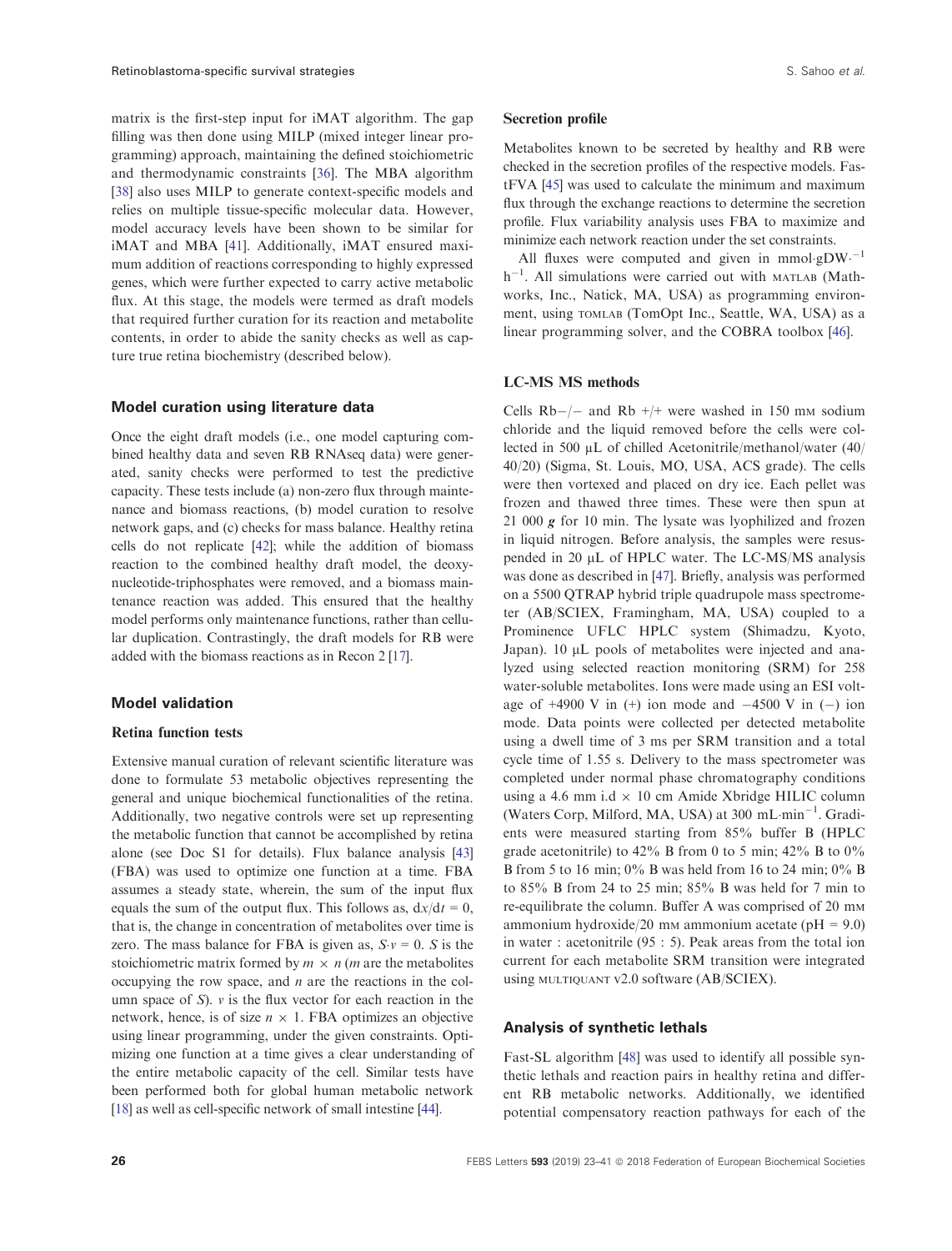matrix is the first-step input for iMAT algorithm. The gap filling was then done using MILP (mixed integer linear programming) approach, maintaining the defined stoichiometric and thermodynamic constraints [36]. The MBA algorithm [38] also uses MILP to generate context-specific models and relies on multiple tissue-specific molecular data. However, model accuracy levels have been shown to be similar for iMAT and MBA [41]. Additionally, iMAT ensured maximum addition of reactions corresponding to highly expressed genes, which were further expected to carry active metabolic flux. At this stage, the models were termed as draft models that required further curation for its reaction and metabolite contents, in order to abide the sanity checks as well as capture true retina biochemistry (described below).

## Model curation using literature data

Once the eight draft models (i.e., one model capturing combined healthy data and seven RB RNAseq data) were generated, sanity checks were performed to test the predictive capacity. These tests include (a) non-zero flux through maintenance and biomass reactions, (b) model curation to resolve network gaps, and (c) checks for mass balance. Healthy retina cells do not replicate [42]; while the addition of biomass reaction to the combined healthy draft model, the deoxynucleotide-triphosphates were removed, and a biomass maintenance reaction was added. This ensured that the healthy model performs only maintenance functions, rather than cellular duplication. Contrastingly, the draft models for RB were added with the biomass reactions as in Recon 2 [17].

## Model validation

### Retina function tests

Extensive manual curation of relevant scientific literature was done to formulate 53 metabolic objectives representing the general and unique biochemical functionalities of the retina. Additionally, two negative controls were set up representing the metabolic function that cannot be accomplished by retina alone (see Doc S1 for details). Flux balance analysis [43] (FBA) was used to optimize one function at a time. FBA assumes a steady state, wherein, the sum of the input flux equals the sum of the output flux. This follows as, $dx/dt = 0$, that is, the change in concentration of metabolites over time is zero. The mass balance for FBA is given as, $S \cdot v = 0$. $S$ is the stoichiometric matrix formed by $m \times n$ ($m$ are the metabolites occupying the row space, and $n$ are the reactions in the column space of $S$). $v$ is the flux vector for each reaction in the network, hence, is of size $n \times 1$. FBA optimizes an objective using linear programming, under the given constraints. Optimizing one function at a time gives a clear understanding of the entire metabolic capacity of the cell. Similar tests have been performed both for global human metabolic network [18] as well as cell-specific network of small intestine [44].

### Secretion profile

Metabolites known to be secreted by healthy and RB were checked in the secretion profiles of the respective models. FastFVA [45] was used to calculate the minimum and maximum flux through the exchange reactions to determine the secretion profile. Flux variability analysis uses FBA to maximize and minimize each network reaction under the set constraints.

All fluxes were computed and given in $\text{mmol} \cdot \text{gDW}^{-1}\,\text{h}^{-1}$. All simulations were carried out with MATLAB (Mathworks, Inc., Natick, MA, USA) as programming environment, using TOMLAB (TomOpt Inc., Seattle, WA, USA) as a linear programming solver, and the COBRA toolbox [46].

### LC-MS MS methods

Cells Rb−/− and Rb +/+ were washed in 150 mM sodium chloride and the liquid removed before the cells were collected in 500 µL of chilled Acetonitrile/methanol/water (40/40/20) (Sigma, St. Louis, MO, USA, ACS grade). The cells were then vortexed and placed on dry ice. Each pellet was frozen and thawed three times. These were then spun at 21 000 ***g*** for 10 min. The lysate was lyophilized and frozen in liquid nitrogen. Before analysis, the samples were resuspended in 20 µL of HPLC water. The LC-MS/MS analysis was done as described in [47]. Briefly, analysis was performed on a 5500 QTRAP hybrid triple quadrupole mass spectrometer (AB/SCIEX, Framingham, MA, USA) coupled to a Prominence UFLC HPLC system (Shimadzu, Kyoto, Japan). 10 µL pools of metabolites were injected and analyzed using selected reaction monitoring (SRM) for 258 water-soluble metabolites. Ions were made using an ESI voltage of +4900 V in (+) ion mode and −4500 V in (−) ion mode. Data points were collected per detected metabolite using a dwell time of 3 ms per SRM transition and a total cycle time of 1.55 s. Delivery to the mass spectrometer was completed under normal phase chromatography conditions using a 4.6 mm i.d × 10 cm Amide Xbridge HILIC column (Waters Corp, Milford, MA, USA) at 300 $\text{mL} \cdot \text{min}^{-1}$. Gradients were measured starting from 85% buffer B (HPLC grade acetonitrile) to 42% B from 0 to 5 min; 42% B to 0% B from 5 to 16 min; 0% B was held from 16 to 24 min; 0% B to 85% B from 24 to 25 min; 85% B was held for 7 min to re-equilibrate the column. Buffer A was comprised of 20 mM ammonium hydroxide/20 mM ammonium acetate (pH = 9.0) in water : acetonitrile (95 : 5). Peak areas from the total ion current for each metabolite SRM transition were integrated using MULTIQUANT v2.0 software (AB/SCIEX).

## Analysis of synthetic lethals

Fast-SL algorithm [48] was used to identify all possible synthetic lethals and reaction pairs in healthy retina and different RB metabolic networks. Additionally, we identified potential compensatory reaction pathways for each of the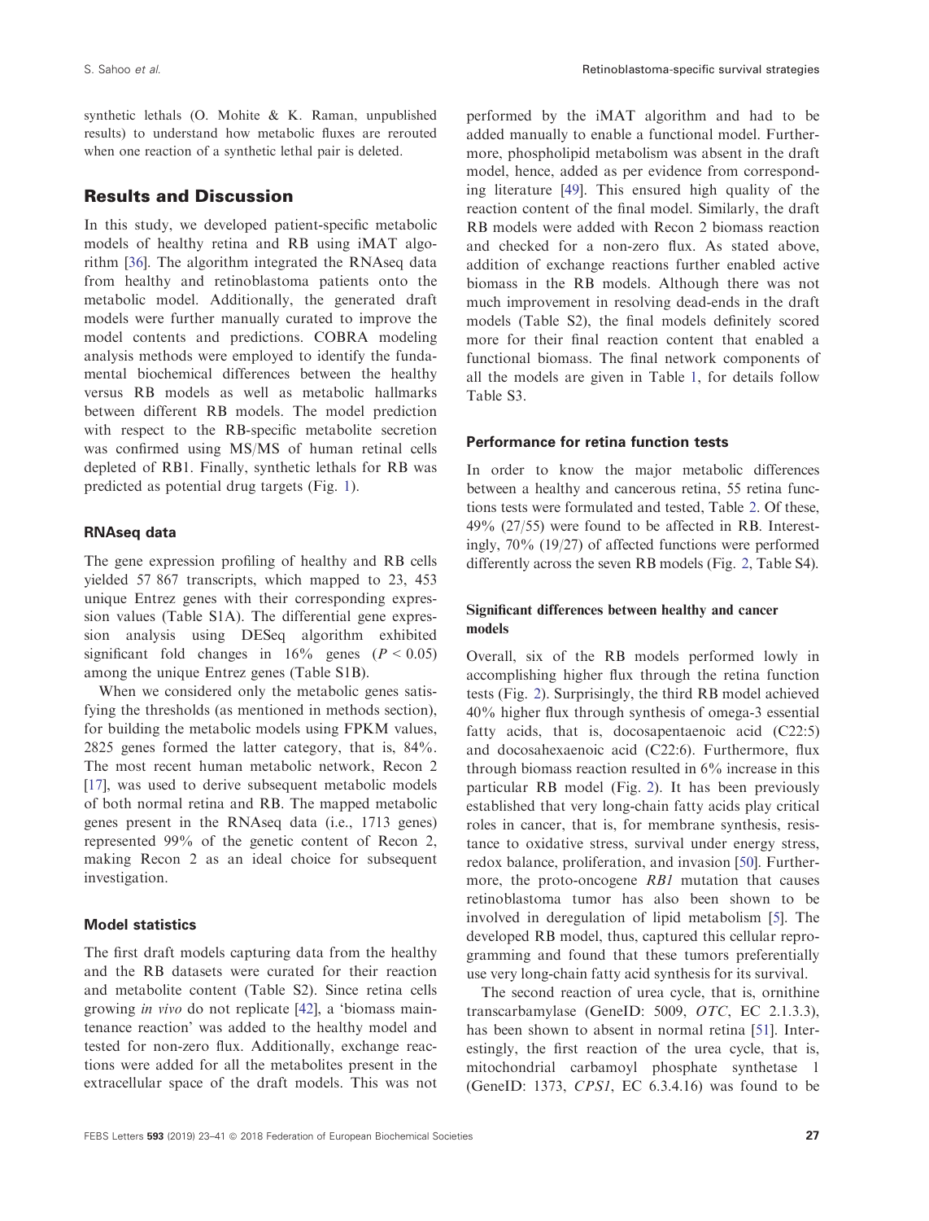synthetic lethals (O. Mohite & K. Raman, unpublished results) to understand how metabolic fluxes are rerouted when one reaction of a synthetic lethal pair is deleted.

## Results and Discussion

In this study, we developed patient-specific metabolic models of healthy retina and RB using iMAT algorithm [36]. The algorithm integrated the RNAseq data from healthy and retinoblastoma patients onto the metabolic model. Additionally, the generated draft models were further manually curated to improve the model contents and predictions. COBRA modeling analysis methods were employed to identify the fundamental biochemical differences between the healthy versus RB models as well as metabolic hallmarks between different RB models. The model prediction with respect to the RB-specific metabolite secretion was confirmed using MS/MS of human retinal cells depleted of RB1. Finally, synthetic lethals for RB was predicted as potential drug targets (Fig. 1).

### RNAseq data

The gene expression profiling of healthy and RB cells yielded 57 867 transcripts, which mapped to 23, 453 unique Entrez genes with their corresponding expression values (Table S1A). The differential gene expression analysis using DESeq algorithm exhibited significant fold changes in 16% genes ($P < 0.05$) among the unique Entrez genes (Table S1B).

When we considered only the metabolic genes satisfying the thresholds (as mentioned in methods section), for building the metabolic models using FPKM values, 2825 genes formed the latter category, that is, 84%. The most recent human metabolic network, Recon 2 [17], was used to derive subsequent metabolic models of both normal retina and RB. The mapped metabolic genes present in the RNAseq data (i.e., 1713 genes) represented 99% of the genetic content of Recon 2, making Recon 2 as an ideal choice for subsequent investigation.

### Model statistics

The first draft models capturing data from the healthy and the RB datasets were curated for their reaction and metabolite content (Table S2). Since retina cells growing *in vivo* do not replicate [42], a 'biomass maintenance reaction' was added to the healthy model and tested for non-zero flux. Additionally, exchange reactions were added for all the metabolites present in the extracellular space of the draft models. This was not performed by the iMAT algorithm and had to be added manually to enable a functional model. Furthermore, phospholipid metabolism was absent in the draft model, hence, added as per evidence from corresponding literature [49]. This ensured high quality of the reaction content of the final model. Similarly, the draft RB models were added with Recon 2 biomass reaction and checked for a non-zero flux. As stated above, addition of exchange reactions further enabled active biomass in the RB models. Although there was not much improvement in resolving dead-ends in the draft models (Table S2), the final models definitely scored more for their final reaction content that enabled a functional biomass. The final network components of all the models are given in Table 1, for details follow Table S3.

### Performance for retina function tests

In order to know the major metabolic differences between a healthy and cancerous retina, 55 retina functions tests were formulated and tested, Table 2. Of these, 49% (27/55) were found to be affected in RB. Interestingly, 70% (19/27) of affected functions were performed differently across the seven RB models (Fig. 2, Table S4).

#### Significant differences between healthy and cancer models

Overall, six of the RB models performed lowly in accomplishing higher flux through the retina function tests (Fig. 2). Surprisingly, the third RB model achieved 40% higher flux through synthesis of omega-3 essential fatty acids, that is, docosapentaenoic acid (C22:5) and docosahexaenoic acid (C22:6). Furthermore, flux through biomass reaction resulted in 6% increase in this particular RB model (Fig. 2). It has been previously established that very long-chain fatty acids play critical roles in cancer, that is, for membrane synthesis, resistance to oxidative stress, survival under energy stress, redox balance, proliferation, and invasion [50]. Furthermore, the proto-oncogene *RB1* mutation that causes retinoblastoma tumor has also been shown to be involved in deregulation of lipid metabolism [5]. The developed RB model, thus, captured this cellular reprogramming and found that these tumors preferentially use very long-chain fatty acid synthesis for its survival.

The second reaction of urea cycle, that is, ornithine transcarbamylase (GeneID: 5009, *OTC*, EC 2.1.3.3), has been shown to absent in normal retina [51]. Interestingly, the first reaction of the urea cycle, that is, mitochondrial carbamoyl phosphate synthetase 1 (GeneID: 1373, *CPS1*, EC 6.3.4.16) was found to be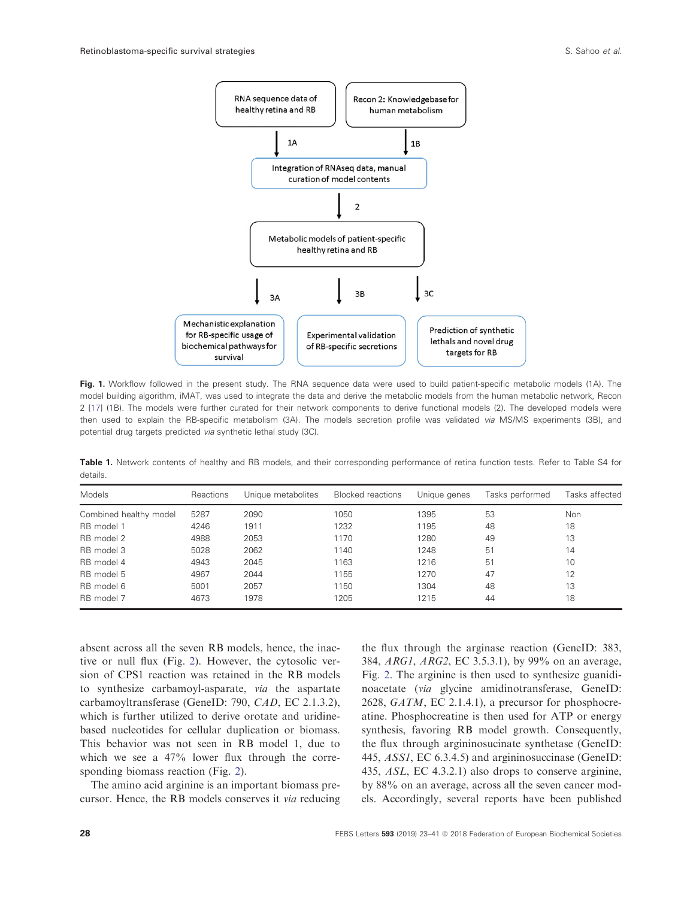Fig. 1. Workflow followed in the present study. The RNA sequence data were used to build patient-specific metabolic models (1A). The model building algorithm, iMAT, was used to integrate the data and derive the metabolic models from the human metabolic network, Recon 2 [17] (1B). The models were further curated for their network components to derive functional models (2). The developed models were then used to explain the RB-specific metabolism (3A). The models secretion profile was validated *via* MS/MS experiments (3B), and potential drug targets predicted *via* synthetic lethal study (3C).

**Table 1.** Network contents of healthy and RB models, and their corresponding performance of retina function tests. Refer to Table S4 for details.

| Models | Reactions | Unique metabolites | Blocked reactions | Unique genes | Tasks performed | Tasks affected |
|---|---|---|---|---|---|---|
| Combined healthy model | 5287 | 2090 | 1050 | 1395 | 53 | Non |
| RB model 1 | 4246 | 1911 | 1232 | 1195 | 48 | 18 |
| RB model 2 | 4988 | 2053 | 1170 | 1280 | 49 | 13 |
| RB model 3 | 5028 | 2062 | 1140 | 1248 | 51 | 14 |
| RB model 4 | 4943 | 2045 | 1163 | 1216 | 51 | 10 |
| RB model 5 | 4967 | 2044 | 1155 | 1270 | 47 | 12 |
| RB model 6 | 5001 | 2057 | 1150 | 1304 | 48 | 13 |
| RB model 7 | 4673 | 1978 | 1205 | 1215 | 44 | 18 |

absent across all the seven RB models, hence, the inactive or null flux (Fig. 2). However, the cytosolic version of CPS1 reaction was retained in the RB models to synthesize carbamoyl-asparate, *via* the aspartate carbamoyltransferase (GeneID: 790, *CAD*, EC 2.1.3.2), which is further utilized to derive orotate and uridine-based nucleotides for cellular duplication or biomass. This behavior was not seen in RB model 1, due to which we see a 47% lower flux through the corresponding biomass reaction (Fig. 2).

The amino acid arginine is an important biomass precursor. Hence, the RB models conserves it *via* reducing the flux through the arginase reaction (GeneID: 383, 384, *ARG1*, *ARG2*, EC 3.5.3.1), by 99% on an average, Fig. 2. The arginine is then used to synthesize guanidinoacetate (*via* glycine amidinotransferase, GeneID: 2628, *GATM*, EC 2.1.4.1), a precursor for phosphocreatine. Phosphocreatine is then used for ATP or energy synthesis, favoring RB model growth. Consequently, the flux through argininosucinate synthetase (GeneID: 445, *ASS1*, EC 6.3.4.5) and argininosuccinase (GeneID: 435, *ASL*, EC 4.3.2.1) also drops to conserve arginine, by 88% on an average, across all the seven cancer models. Accordingly, several reports have been published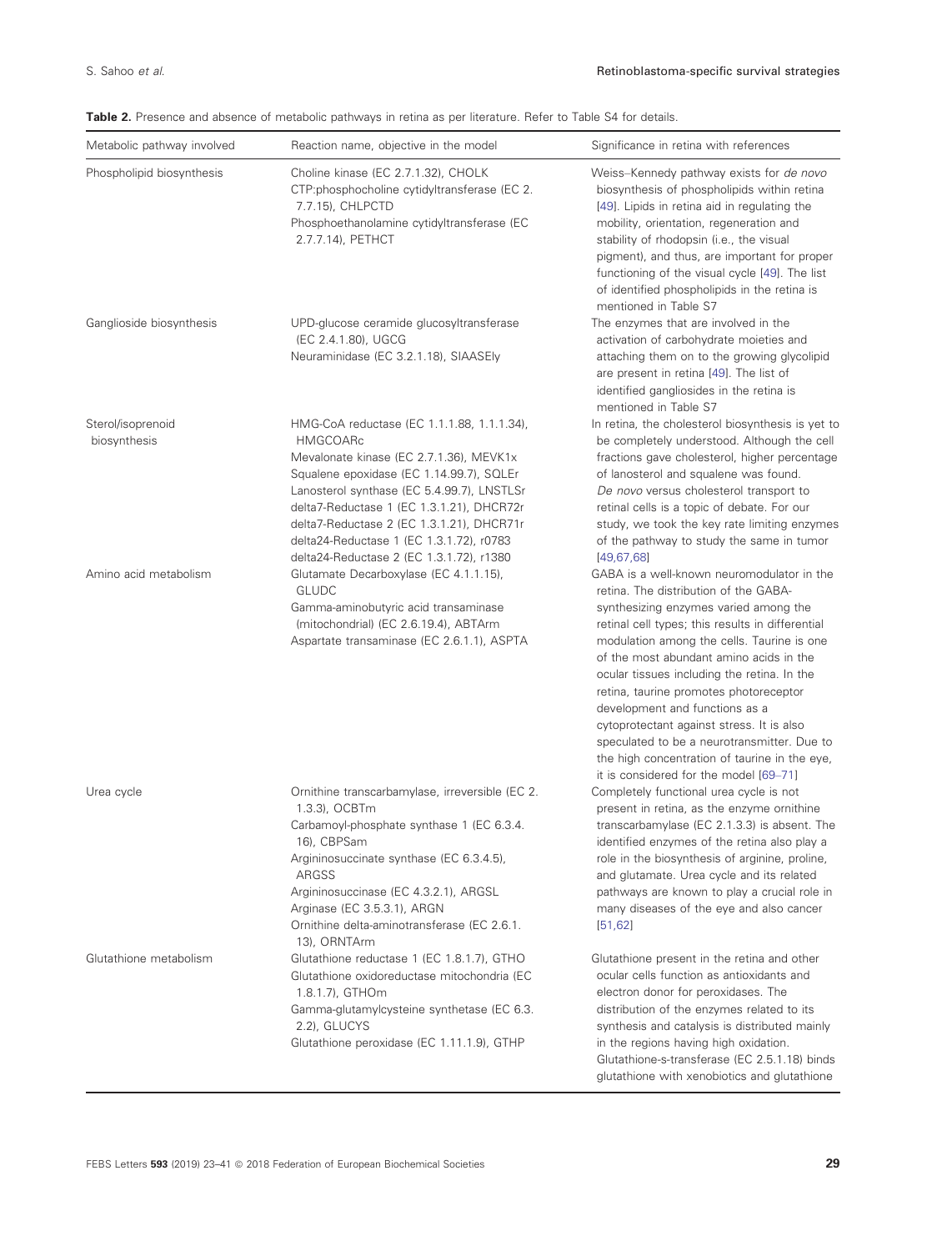**Table 2.** Presence and absence of metabolic pathways in retina as per literature. Refer to Table S4 for details.

| Metabolic pathway involved | Reaction name, objective in the model | Significance in retina with references |
| --- | --- | --- |
| Phospholipid biosynthesis | Choline kinase (EC 2.7.1.32), CHOLK<br>CTP:phosphocholine cytidyltransferase (EC 2.7.7.15), CHLPCTD<br>Phosphoethanolamine cytidyltransferase (EC 2.7.7.14), PETHCT | Weiss–Kennedy pathway exists for *de novo* biosynthesis of phospholipids within retina [49]. Lipids in retina aid in regulating the mobility, orientation, regeneration and stability of rhodopsin (i.e., the visual pigment), and thus, are important for proper functioning of the visual cycle [49]. The list of identified phospholipids in the retina is mentioned in Table S7 |
| Ganglioside biosynthesis | UPD-glucose ceramide glucosyltransferase (EC 2.4.1.80), UGCG<br>Neuraminidase (EC 3.2.1.18), SIAASEly | The enzymes that are involved in the activation of carbohydrate moieties and attaching them on to the growing glycolipid are present in retina [49]. The list of identified gangliosides in the retina is mentioned in Table S7 |
| Sterol/isoprenoid biosynthesis | HMG-CoA reductase (EC 1.1.1.88, 1.1.1.34), HMGCOARc<br>Mevalonate kinase (EC 2.7.1.36), MEVK1x<br>Squalene epoxidase (EC 1.14.99.7), SQLEr<br>Lanosterol synthase (EC 5.4.99.7), LNSTLSr<br>delta7-Reductase 1 (EC 1.3.1.21), DHCR72r<br>delta7-Reductase 2 (EC 1.3.1.21), DHCR71r<br>delta24-Reductase 1 (EC 1.3.1.72), r0783<br>delta24-Reductase 2 (EC 1.3.1.72), r1380 | In retina, the cholesterol biosynthesis is yet to be completely understood. Although the cell fractions gave cholesterol, higher percentage of lanosterol and squalene was found. *De novo* versus cholesterol transport to retinal cells is a topic of debate. For our study, we took the key rate limiting enzymes of the pathway to study the same in tumor [49,67,68] |
| Amino acid metabolism | Glutamate Decarboxylase (EC 4.1.1.15), GLUDC<br>Gamma-aminobutyric acid transaminase (mitochondrial) (EC 2.6.19.4), ABTArm<br>Aspartate transaminase (EC 2.6.1.1), ASPTA | GABA is a well-known neuromodulator in the retina. The distribution of the GABA-synthesizing enzymes varied among the retinal cell types; this results in differential modulation among the cells. Taurine is one of the most abundant amino acids in the ocular tissues including the retina. In the retina, taurine promotes photoreceptor development and functions as a cytoprotectant against stress. It is also speculated to be a neurotransmitter. Due to the high concentration of taurine in the eye, it is considered for the model [69–71] |
| Urea cycle | Ornithine transcarbamylase, irreversible (EC 2.1.3.3), OCBTm<br>Carbamoyl-phosphate synthase 1 (EC 6.3.4.16), CBPSam<br>Argininosuccinate synthase (EC 6.3.4.5), ARGSS<br>Argininosuccinase (EC 4.3.2.1), ARGSL<br>Arginase (EC 3.5.3.1), ARGN<br>Ornithine delta-aminotransferase (EC 2.6.1.13), ORNTArm | Completely functional urea cycle is not present in retina, as the enzyme ornithine transcarbamylase (EC 2.1.3.3) is absent. The identified enzymes of the retina also play a role in the biosynthesis of arginine, proline, and glutamate. Urea cycle and its related pathways are known to play a crucial role in many diseases of the eye and also cancer [51,62] |
| Glutathione metabolism | Glutathione reductase 1 (EC 1.8.1.7), GTHO<br>Glutathione oxidoreductase mitochondria (EC 1.8.1.7), GTHOm<br>Gamma-glutamylcysteine synthetase (EC 6.3.2.2), GLUCYS<br>Glutathione peroxidase (EC 1.11.1.9), GTHP | Glutathione present in the retina and other ocular cells function as antioxidants and electron donor for peroxidases. The distribution of the enzymes related to its synthesis and catalysis is distributed mainly in the regions having high oxidation. Glutathione-s-transferase (EC 2.5.1.18) binds glutathione with xenobiotics and glutathione |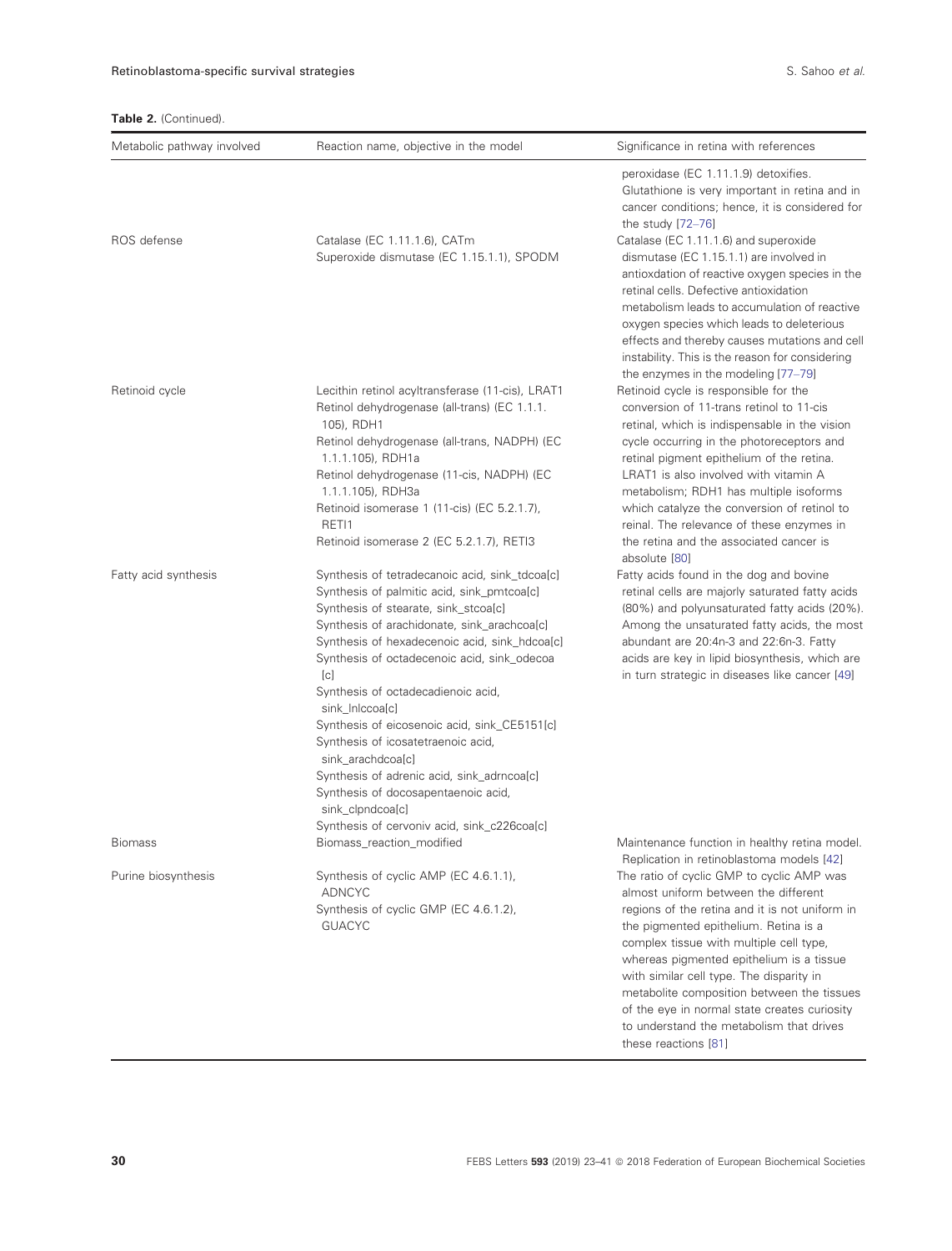**Table 2.** (Continued).

| Metabolic pathway involved | Reaction name, objective in the model | Significance in retina with references |
| --- | --- | --- |
| | | peroxidase (EC 1.11.1.9) detoxifies. Glutathione is very important in retina and in cancer conditions; hence, it is considered for the study [72–76] |
| ROS defense | Catalase (EC 1.11.1.6), CATm<br>Superoxide dismutase (EC 1.15.1.1), SPODM | Catalase (EC 1.11.1.6) and superoxide dismutase (EC 1.15.1.1) are involved in antioxdation of reactive oxygen species in the retinal cells. Defective antioxidation metabolism leads to accumulation of reactive oxygen species which leads to deleterious effects and thereby causes mutations and cell instability. This is the reason for considering the enzymes in the modeling [77–79] |
| Retinoid cycle | Lecithin retinol acyltransferase (11-cis), LRAT1<br>Retinol dehydrogenase (all-trans) (EC 1.1.1.105), RDH1<br>Retinol dehydrogenase (all-trans, NADPH) (EC 1.1.1.105), RDH1a<br>Retinol dehydrogenase (11-cis, NADPH) (EC 1.1.1.105), RDH3a<br>Retinoid isomerase 1 (11-cis) (EC 5.2.1.7), RETI1<br>Retinoid isomerase 2 (EC 5.2.1.7), RETI3 | Retinoid cycle is responsible for the conversion of 11-trans retinol to 11-cis retinal, which is indispensable in the vision cycle occurring in the photoreceptors and retinal pigment epithelium of the retina. LRAT1 is also involved with vitamin A metabolism; RDH1 has multiple isoforms which catalyze the conversion of retinol to reinal. The relevance of these enzymes in the retina and the associated cancer is absolute [80] |
| Fatty acid synthesis | Synthesis of tetradecanoic acid, sink_tdcoa[c]<br>Synthesis of palmitic acid, sink_pmtcoa[c]<br>Synthesis of stearate, sink_stcoa[c]<br>Synthesis of arachidonate, sink_arachcoa[c]<br>Synthesis of hexadecenoic acid, sink_hdcoa[c]<br>Synthesis of octadecenoic acid, sink_odecoa[c]<br>Synthesis of octadecadienoic acid, sink_lnlccoa[c]<br>Synthesis of eicosenoic acid, sink_CE5151[c]<br>Synthesis of icosatetraenoic acid, sink_arachdcoa[c]<br>Synthesis of adrenic acid, sink_adrncoa[c]<br>Synthesis of docosapentaenoic acid, sink_clpndcoa[c]<br>Synthesis of cervoniv acid, sink_c226coa[c] | Fatty acids found in the dog and bovine retinal cells are majorly saturated fatty acids (80%) and polyunsaturated fatty acids (20%). Among the unsaturated fatty acids, the most abundant are 20:4n-3 and 22:6n-3. Fatty acids are key in lipid biosynthesis, which are in turn strategic in diseases like cancer [49] |
| Biomass | Biomass_reaction_modified | Maintenance function in healthy retina model. Replication in retinoblastoma models [42] |
| Purine biosynthesis | Synthesis of cyclic AMP (EC 4.6.1.1), ADNCYC<br>Synthesis of cyclic GMP (EC 4.6.1.2), GUACYC | The ratio of cyclic GMP to cyclic AMP was almost uniform between the different regions of the retina and it is not uniform in the pigmented epithelium. Retina is a complex tissue with multiple cell type, whereas pigmented epithelium is a tissue with similar cell type. The disparity in metabolite composition between the tissues of the eye in normal state creates curiosity to understand the metabolism that drives these reactions [81] |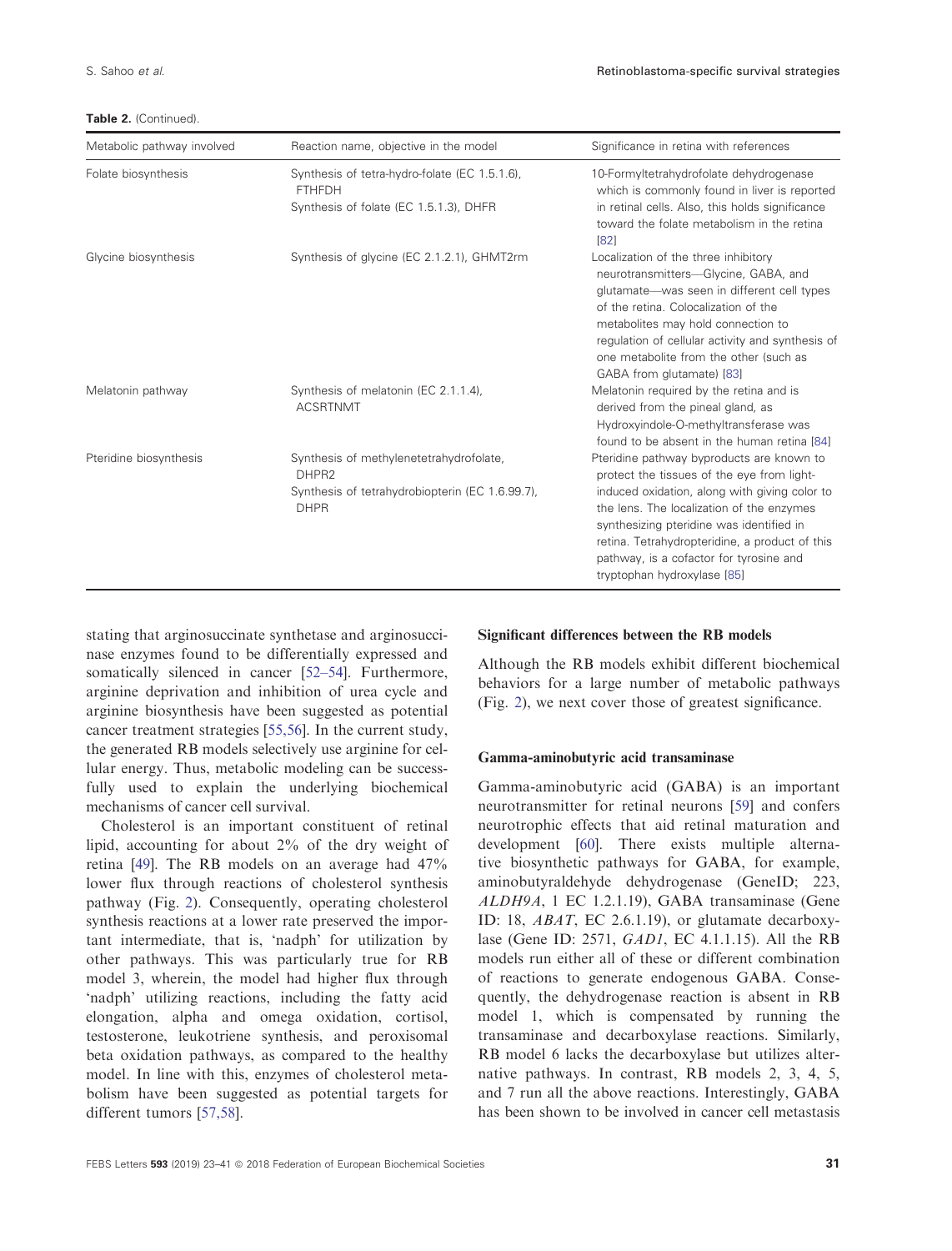**Table 2.** (Continued).

| Metabolic pathway involved | Reaction name, objective in the model | Significance in retina with references |
| --- | --- | --- |
| Folate biosynthesis | Synthesis of tetra-hydro-folate (EC 1.5.1.6), FTHFDH<br>Synthesis of folate (EC 1.5.1.3), DHFR | 10-Formyltetrahydrofolate dehydrogenase which is commonly found in liver is reported in retinal cells. Also, this holds significance toward the folate metabolism in the retina [82] |
| Glycine biosynthesis | Synthesis of glycine (EC 2.1.2.1), GHMT2rm | Localization of the three inhibitory neurotransmitters—Glycine, GABA, and glutamate—was seen in different cell types of the retina. Colocalization of the metabolites may hold connection to regulation of cellular activity and synthesis of one metabolite from the other (such as GABA from glutamate) [83] |
| Melatonin pathway | Synthesis of melatonin (EC 2.1.1.4), ACSRTNMT | Melatonin required by the retina and is derived from the pineal gland, as Hydroxyindole-O-methyltransferase was found to be absent in the human retina [84] |
| Pteridine biosynthesis | Synthesis of methylenetetrahydrofolate, DHPR2<br>Synthesis of tetrahydrobiopterin (EC 1.6.99.7), DHPR | Pteridine pathway byproducts are known to protect the tissues of the eye from light-induced oxidation, along with giving color to the lens. The localization of the enzymes synthesizing pteridine was identified in retina. Tetrahydropteridine, a product of this pathway, is a cofactor for tyrosine and tryptophan hydroxylase [85] |

stating that arginosuccinate synthetase and arginosuccinase enzymes found to be differentially expressed and somatically silenced in cancer [52–54]. Furthermore, arginine deprivation and inhibition of urea cycle and arginine biosynthesis have been suggested as potential cancer treatment strategies [55,56]. In the current study, the generated RB models selectively use arginine for cellular energy. Thus, metabolic modeling can be successfully used to explain the underlying biochemical mechanisms of cancer cell survival.

Cholesterol is an important constituent of retinal lipid, accounting for about 2% of the dry weight of retina [49]. The RB models on an average had 47% lower flux through reactions of cholesterol synthesis pathway (Fig. 2). Consequently, operating cholesterol synthesis reactions at a lower rate preserved the important intermediate, that is, 'nadph' for utilization by other pathways. This was particularly true for RB model 3, wherein, the model had higher flux through 'nadph' utilizing reactions, including the fatty acid elongation, alpha and omega oxidation, cortisol, testosterone, leukotriene synthesis, and peroxisomal beta oxidation pathways, as compared to the healthy model. In line with this, enzymes of cholesterol metabolism have been suggested as potential targets for different tumors [57,58].

### Significant differences between the RB models

Although the RB models exhibit different biochemical behaviors for a large number of metabolic pathways (Fig. 2), we next cover those of greatest significance.

### Gamma-aminobutyric acid transaminase

Gamma-aminobutyric acid (GABA) is an important neurotransmitter for retinal neurons [59] and confers neurotrophic effects that aid retinal maturation and development [60]. There exists multiple alternative biosynthetic pathways for GABA, for example, aminobutyraldehyde dehydrogenase (GeneID; 223, *ALDH9A*, 1 EC 1.2.1.19), GABA transaminase (Gene ID: 18, *ABAT*, EC 2.6.1.19), or glutamate decarboxylase (Gene ID: 2571, *GAD1*, EC 4.1.1.15). All the RB models run either all of these or different combination of reactions to generate endogenous GABA. Consequently, the dehydrogenase reaction is absent in RB model 1, which is compensated by running the transaminase and decarboxylase reactions. Similarly, RB model 6 lacks the decarboxylase but utilizes alternative pathways. In contrast, RB models 2, 3, 4, 5, and 7 run all the above reactions. Interestingly, GABA has been shown to be involved in cancer cell metastasis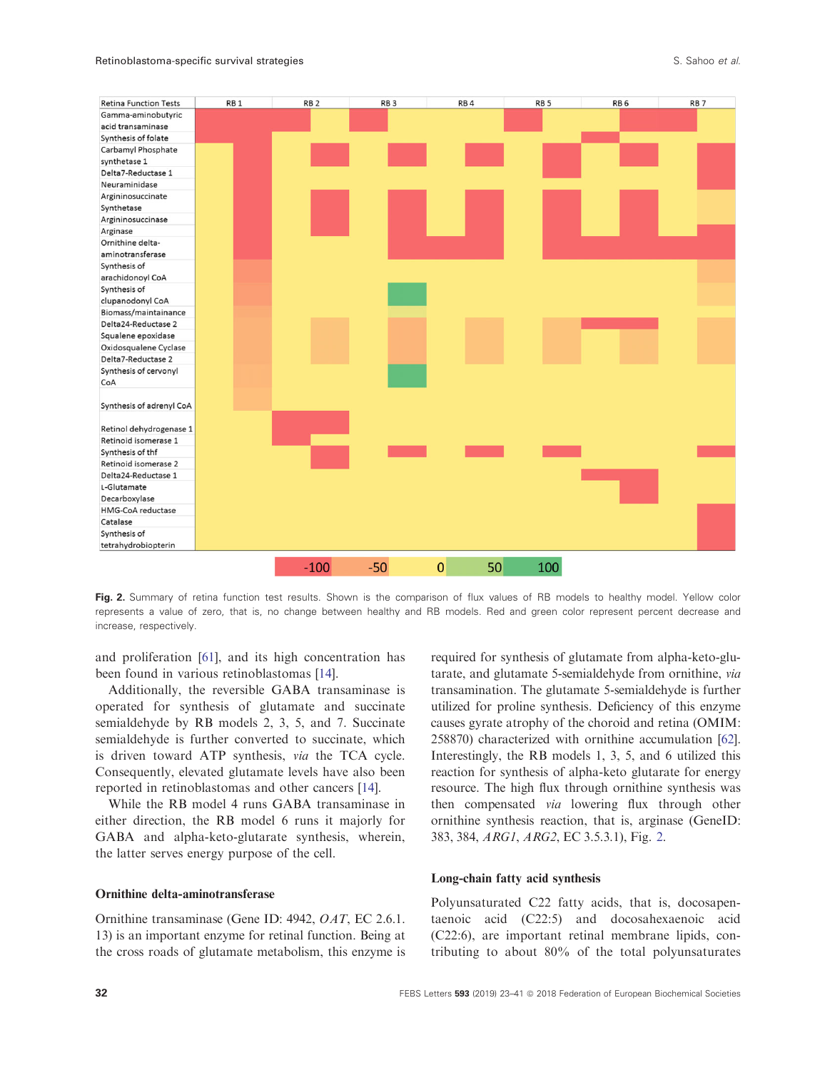**Fig. 2.** Summary of retina function test results. Shown is the comparison of flux values of RB models to healthy model. Yellow color represents a value of zero, that is, no change between healthy and RB models. Red and green color represent percent decrease and increase, respectively.

and proliferation [61], and its high concentration has been found in various retinoblastomas [14].

Additionally, the reversible GABA transaminase is operated for synthesis of glutamate and succinate semialdehyde by RB models 2, 3, 5, and 7. Succinate semialdehyde is further converted to succinate, which is driven toward ATP synthesis, *via* the TCA cycle. Consequently, elevated glutamate levels have also been reported in retinoblastomas and other cancers [14].

While the RB model 4 runs GABA transaminase in either direction, the RB model 6 runs it majorly for GABA and alpha-keto-glutarate synthesis, wherein, the latter serves energy purpose of the cell.

### Ornithine delta-aminotransferase

Ornithine transaminase (Gene ID: 4942, *OAT*, EC 2.6.1.13) is an important enzyme for retinal function. Being at the cross roads of glutamate metabolism, this enzyme is required for synthesis of glutamate from alpha-keto-glutarate, and glutamate 5-semialdehyde from ornithine, *via* transamination. The glutamate 5-semialdehyde is further utilized for proline synthesis. Deficiency of this enzyme causes gyrate atrophy of the choroid and retina (OMIM: 258870) characterized with ornithine accumulation [62]. Interestingly, the RB models 1, 3, 5, and 6 utilized this reaction for synthesis of alpha-keto glutarate for energy resource. The high flux through ornithine synthesis was then compensated *via* lowering flux through other ornithine synthesis reaction, that is, arginase (GeneID: 383, 384, *ARG1*, *ARG2*, EC 3.5.3.1), Fig. 2.

### Long-chain fatty acid synthesis

Polyunsaturated C22 fatty acids, that is, docosapentaenoic acid (C22:5) and docosahexaenoic acid (C22:6), are important retinal membrane lipids, contributing to about 80% of the total polyunsaturates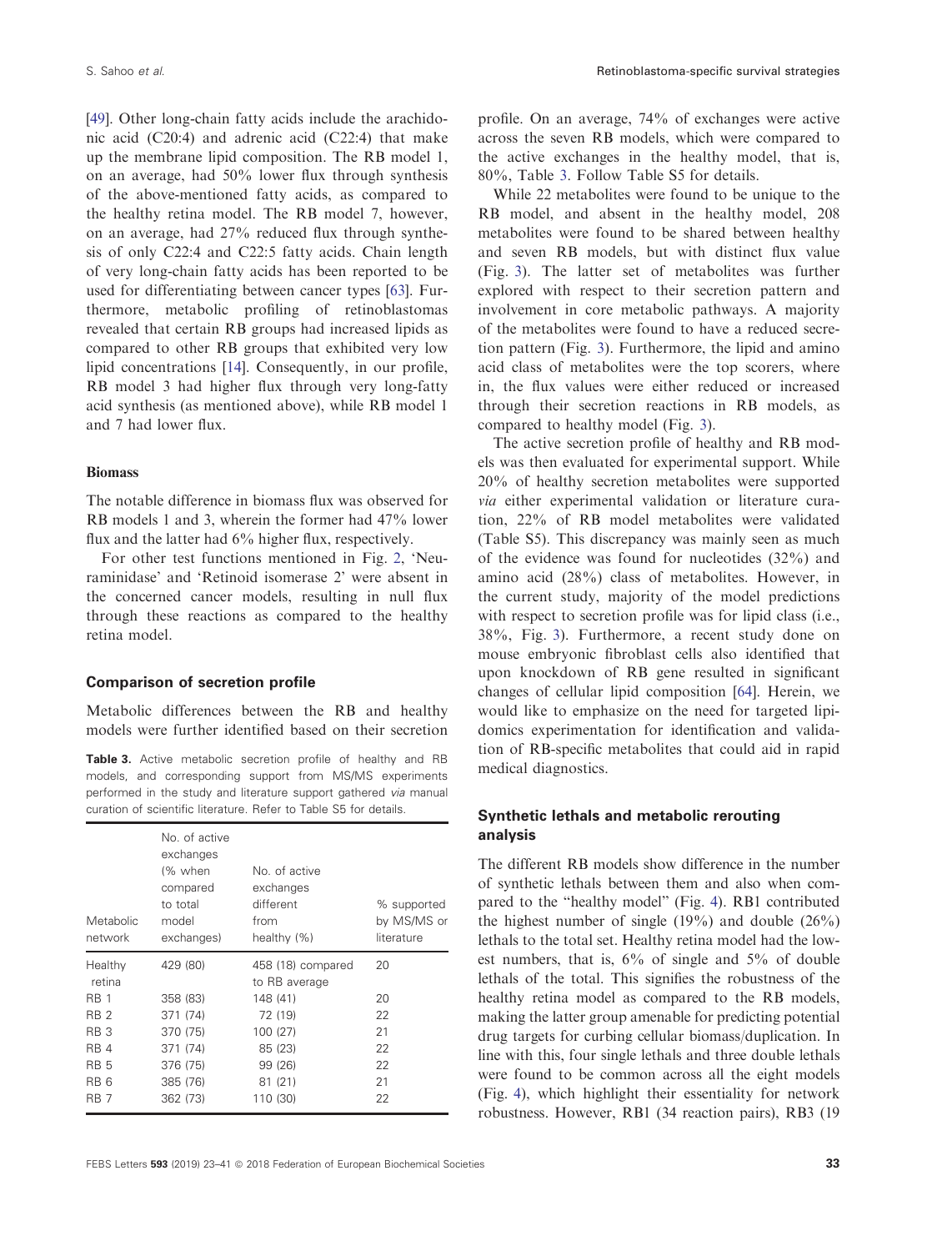[49]. Other long-chain fatty acids include the arachidonic acid (C20:4) and adrenic acid (C22:4) that make up the membrane lipid composition. The RB model 1, on an average, had 50% lower flux through synthesis of the above-mentioned fatty acids, as compared to the healthy retina model. The RB model 7, however, on an average, had 27% reduced flux through synthesis of only C22:4 and C22:5 fatty acids. Chain length of very long-chain fatty acids has been reported to be used for differentiating between cancer types [63]. Furthermore, metabolic profiling of retinoblastomas revealed that certain RB groups had increased lipids as compared to other RB groups that exhibited very low lipid concentrations [14]. Consequently, in our profile, RB model 3 had higher flux through very long-fatty acid synthesis (as mentioned above), while RB model 1 and 7 had lower flux.

#### Biomass

The notable difference in biomass flux was observed for RB models 1 and 3, wherein the former had 47% lower flux and the latter had 6% higher flux, respectively.

For other test functions mentioned in Fig. 2, 'Neuraminidase' and 'Retinoid isomerase 2' were absent in the concerned cancer models, resulting in null flux through these reactions as compared to the healthy retina model.

### Comparison of secretion profile

Metabolic differences between the RB and healthy models were further identified based on their secretion profile. On an average, 74% of exchanges were active across the seven RB models, which were compared to the active exchanges in the healthy model, that is, 80%, Table 3. Follow Table S5 for details.

**Table 3.** Active metabolic secretion profile of healthy and RB models, and corresponding support from MS/MS experiments performed in the study and literature support gathered *via* manual curation of scientific literature. Refer to Table S5 for details.

| Metabolic network | No. of active exchanges (% when compared to total model exchanges) | No. of active exchanges different from healthy (%) | % supported by MS/MS or literature |
|---|---|---|---|
| Healthy retina | 429 (80) | 458 (18) compared to RB average | 20 |
| RB 1 | 358 (83) | 148 (41) | 20 |
| RB 2 | 371 (74) | 72 (19) | 22 |
| RB 3 | 370 (75) | 100 (27) | 21 |
| RB 4 | 371 (74) | 85 (23) | 22 |
| RB 5 | 376 (75) | 99 (26) | 22 |
| RB 6 | 385 (76) | 81 (21) | 21 |
| RB 7 | 362 (73) | 110 (30) | 22 |

While 22 metabolites were found to be unique to the RB model, and absent in the healthy model, 208 metabolites were found to be shared between healthy and seven RB models, but with distinct flux value (Fig. 3). The latter set of metabolites was further explored with respect to their secretion pattern and involvement in core metabolic pathways. A majority of the metabolites were found to have a reduced secretion pattern (Fig. 3). Furthermore, the lipid and amino acid class of metabolites were the top scorers, where in, the flux values were either reduced or increased through their secretion reactions in RB models, as compared to healthy model (Fig. 3).

The active secretion profile of healthy and RB models was then evaluated for experimental support. While 20% of healthy secretion metabolites were supported *via* either experimental validation or literature curation, 22% of RB model metabolites were validated (Table S5). This discrepancy was mainly seen as much of the evidence was found for nucleotides (32%) and amino acid (28%) class of metabolites. However, in the current study, majority of the model predictions with respect to secretion profile was for lipid class (i.e., 38%, Fig. 3). Furthermore, a recent study done on mouse embryonic fibroblast cells also identified that upon knockdown of RB gene resulted in significant changes of cellular lipid composition [64]. Herein, we would like to emphasize on the need for targeted lipidomics experimentation for identification and validation of RB-specific metabolites that could aid in rapid medical diagnostics.

### Synthetic lethals and metabolic rerouting analysis

The different RB models show difference in the number of synthetic lethals between them and also when compared to the "healthy model" (Fig. 4). RB1 contributed the highest number of single (19%) and double (26%) lethals to the total set. Healthy retina model had the lowest numbers, that is, 6% of single and 5% of double lethals of the total. This signifies the robustness of the healthy retina model as compared to the RB models, making the latter group amenable for predicting potential drug targets for curbing cellular biomass/duplication. In line with this, four single lethals and three double lethals were found to be common across all the eight models (Fig. 4), which highlight their essentiality for network robustness. However, RB1 (34 reaction pairs), RB3 (19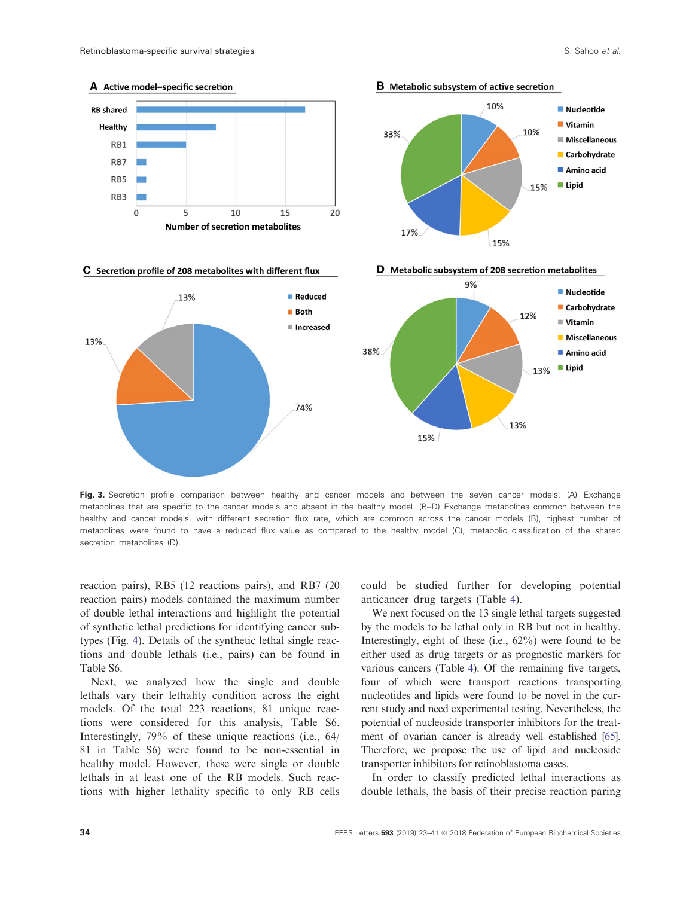Fig. 3. Secretion profile comparison between healthy and cancer models and between the seven cancer models. (A) Exchange metabolites that are specific to the cancer models and absent in the healthy model. (B–D) Exchange metabolites common between the healthy and cancer models, with different secretion flux rate, which are common across the cancer models (B), highest number of metabolites were found to have a reduced flux value as compared to the healthy model (C), metabolic classification of the shared secretion metabolites (D).

reaction pairs), RB5 (12 reactions pairs), and RB7 (20 reaction pairs) models contained the maximum number of double lethal interactions and highlight the potential of synthetic lethal predictions for identifying cancer subtypes (Fig. 4). Details of the synthetic lethal single reactions and double lethals (i.e., pairs) can be found in Table S6.

Next, we analyzed how the single and double lethals vary their lethality condition across the eight models. Of the total 223 reactions, 81 unique reactions were considered for this analysis, Table S6. Interestingly, 79% of these unique reactions (i.e., 64/81 in Table S6) were found to be non-essential in healthy model. However, these were single or double lethals in at least one of the RB models. Such reactions with higher lethality specific to only RB cells could be studied further for developing potential anticancer drug targets (Table 4).

We next focused on the 13 single lethal targets suggested by the models to be lethal only in RB but not in healthy. Interestingly, eight of these (i.e., 62%) were found to be either used as drug targets or as prognostic markers for various cancers (Table 4). Of the remaining five targets, four of which were transport reactions transporting nucleotides and lipids were found to be novel in the current study and need experimental testing. Nevertheless, the potential of nucleoside transporter inhibitors for the treatment of ovarian cancer is already well established [65]. Therefore, we propose the use of lipid and nucleoside transporter inhibitors for retinoblastoma cases.

In order to classify predicted lethal interactions as double lethals, the basis of their precise reaction paring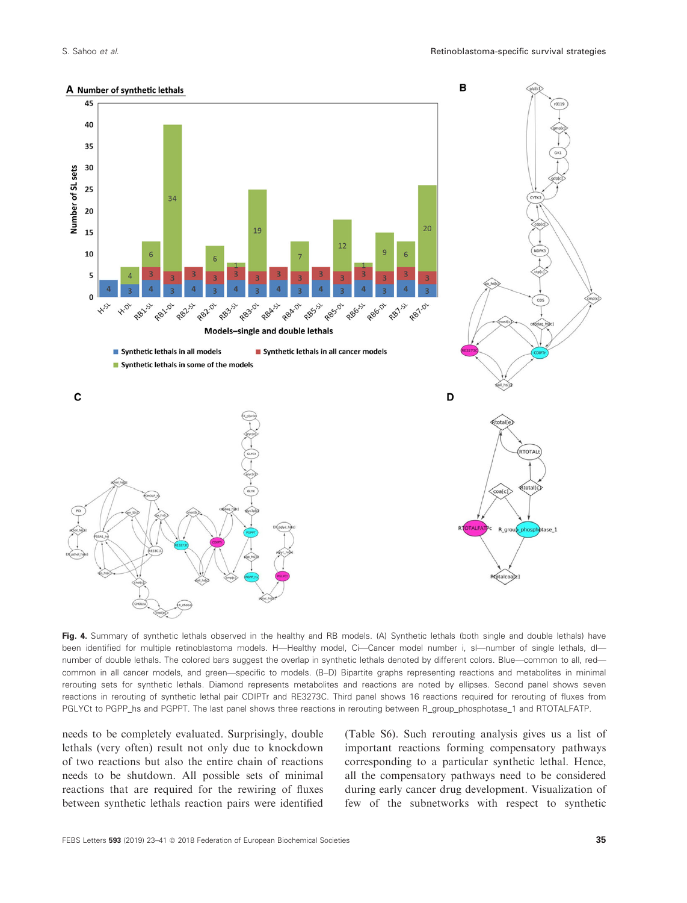**Fig. 4.** Summary of synthetic lethals observed in the healthy and RB models. (A) Synthetic lethals (both single and double lethals) have been identified for multiple retinoblastoma models. H—Healthy model, Ci—Cancer model number i, sl—number of single lethals, dl—number of double lethals. The colored bars suggest the overlap in synthetic lethals denoted by different colors. Blue—common to all, red—common in all cancer models, and green—specific to models. (B–D) Bipartite graphs representing reactions and metabolites in minimal rerouting sets for synthetic lethals. Diamond represents metabolites and reactions are noted by ellipses. Second panel shows seven reactions in rerouting of synthetic lethal pair CDIPTr and RE3273C. Third panel shows 16 reactions required for rerouting of fluxes from PGLYCt to PGPP_hs and PGPPT. The last panel shows three reactions in rerouting between R_group_phosphotase_1 and RTOTALFATP.

needs to be completely evaluated. Surprisingly, double lethals (very often) result not only due to knockdown of two reactions but also the entire chain of reactions needs to be shutdown. All possible sets of minimal reactions that are required for the rewiring of fluxes between synthetic lethals reaction pairs were identified (Table S6). Such rerouting analysis gives us a list of important reactions forming compensatory pathways corresponding to a particular synthetic lethal. Hence, all the compensatory pathways need to be considered during early cancer drug development. Visualization of few of the subnetworks with respect to synthetic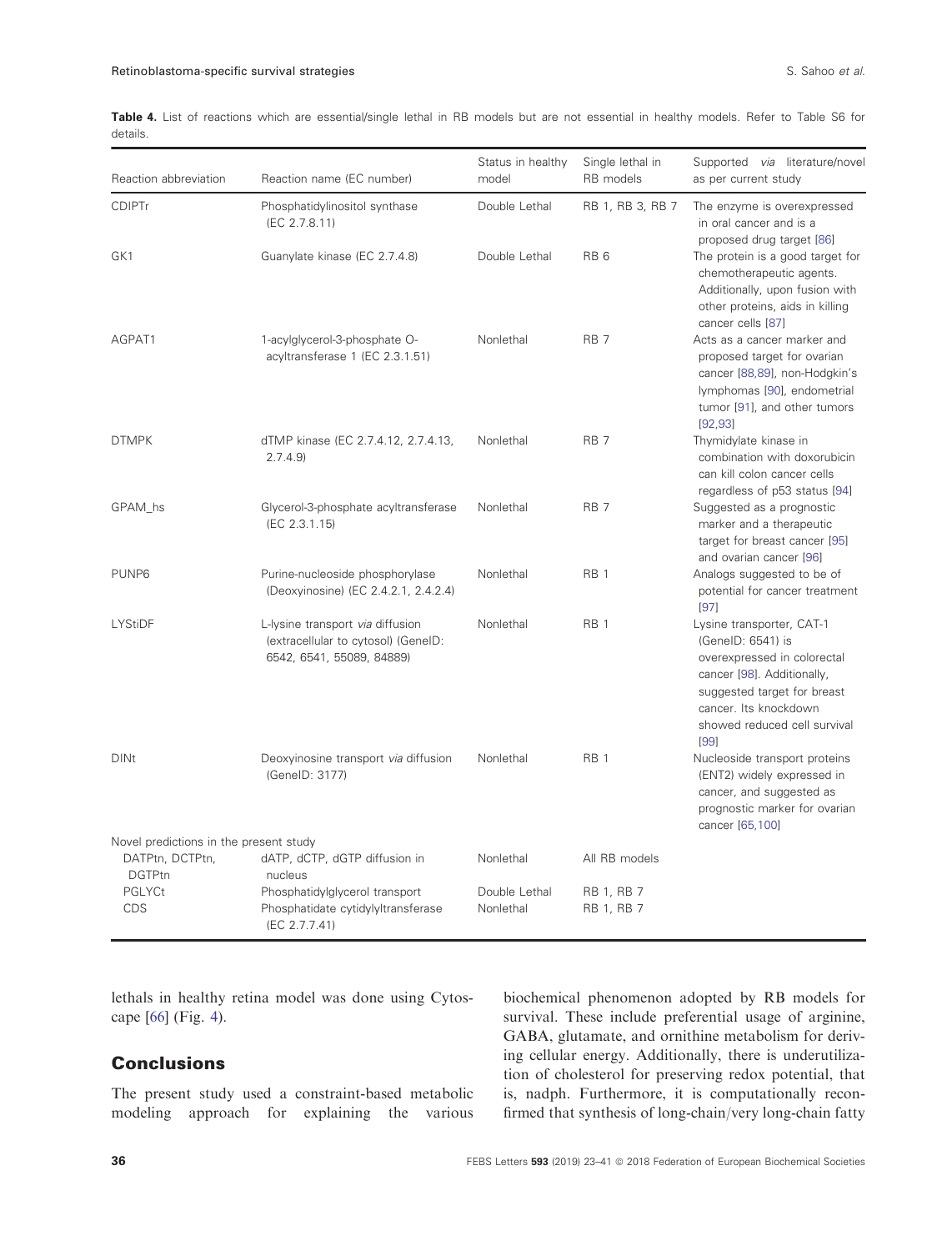**Table 4.** List of reactions which are essential/single lethal in RB models but are not essential in healthy models. Refer to Table S6 for details.

| Reaction abbreviation | Reaction name (EC number) | Status in healthy model | Single lethal in RB models | Supported *via* literature/novel as per current study |
|---|---|---|---|---|
| CDIPTr | Phosphatidylinositol synthase (EC 2.7.8.11) | Double Lethal | RB 1, RB 3, RB 7 | The enzyme is overexpressed in oral cancer and is a proposed drug target [86] |
| GK1 | Guanylate kinase (EC 2.7.4.8) | Double Lethal | RB 6 | The protein is a good target for chemotherapeutic agents. Additionally, upon fusion with other proteins, aids in killing cancer cells [87] |
| AGPAT1 | 1-acylglycerol-3-phosphate O-acyltransferase 1 (EC 2.3.1.51) | Nonlethal | RB 7 | Acts as a cancer marker and proposed target for ovarian cancer [88,89], non-Hodgkin's lymphomas [90], endometrial tumor [91], and other tumors [92,93] |
| DTMPK | dTMP kinase (EC 2.7.4.12, 2.7.4.13, 2.7.4.9) | Nonlethal | RB 7 | Thymidylate kinase in combination with doxorubicin can kill colon cancer cells regardless of p53 status [94] |
| GPAM_hs | Glycerol-3-phosphate acyltransferase (EC 2.3.1.15) | Nonlethal | RB 7 | Suggested as a prognostic marker and a therapeutic target for breast cancer [95] and ovarian cancer [96] |
| PUNP6 | Purine-nucleoside phosphorylase (Deoxyinosine) (EC 2.4.2.1, 2.4.2.4) | Nonlethal | RB 1 | Analogs suggested to be of potential for cancer treatment [97] |
| LYStiDF | L-lysine transport *via* diffusion (extracellular to cytosol) (GeneID: 6542, 6541, 55089, 84889) | Nonlethal | RB 1 | Lysine transporter, CAT-1 (GeneID: 6541) is overexpressed in colorectal cancer [98]. Additionally, suggested target for breast cancer. Its knockdown showed reduced cell survival [99] |
| DINt | Deoxyinosine transport *via* diffusion (GeneID: 3177) | Nonlethal | RB 1 | Nucleoside transport proteins (ENT2) widely expressed in cancer, and suggested as prognostic marker for ovarian cancer [65,100] |
| Novel predictions in the present study | | | | |
| DATPtn, DCTPtn, DGTPtn | dATP, dCTP, dGTP diffusion in nucleus | Nonlethal | All RB models | |
| PGLYCt | Phosphatidylglycerol transport | Double Lethal | RB 1, RB 7 | |
| CDS | Phosphatide cytidylyltransferase (EC 2.7.7.41) | Nonlethal | RB 1, RB 7 | |

lethals in healthy retina model was done using Cytoscape [66] (Fig. 4).

## Conclusions

The present study used a constraint-based metabolic modeling approach for explaining the various biochemical phenomenon adopted by RB models for survival. These include preferential usage of arginine, GABA, glutamate, and ornithine metabolism for deriving cellular energy. Additionally, there is underutilization of cholesterol for preserving redox potential, that is, nadph. Furthermore, it is computationally reconfirmed that synthesis of long-chain/very long-chain fatty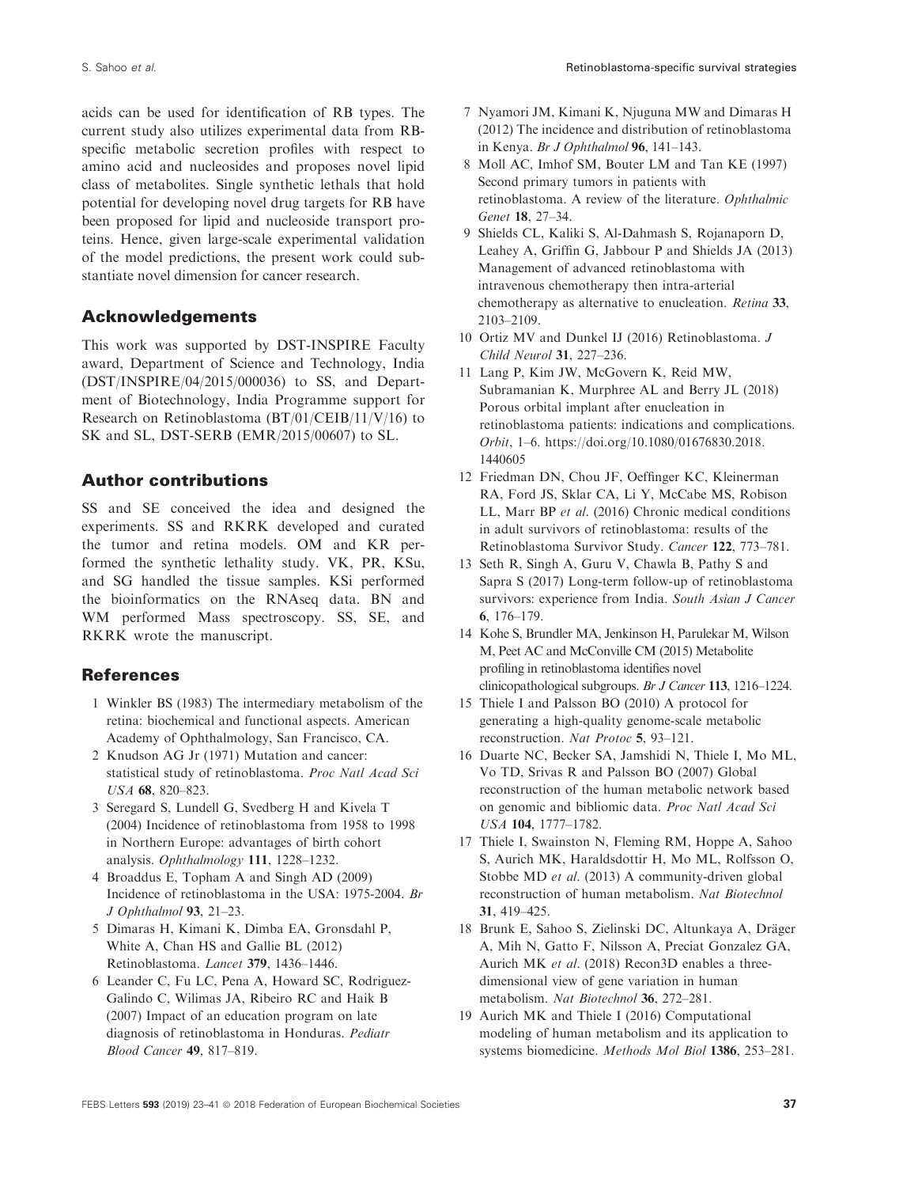acids can be used for identification of RB types. The current study also utilizes experimental data from RB-specific metabolic secretion profiles with respect to amino acid and nucleosides and proposes novel lipid class of metabolites. Single synthetic lethals that hold potential for developing novel drug targets for RB have been proposed for lipid and nucleoside transport proteins. Hence, given large-scale experimental validation of the model predictions, the present work could substantiate novel dimension for cancer research.

## Acknowledgements

This work was supported by DST-INSPIRE Faculty award, Department of Science and Technology, India (DST/INSPIRE/04/2015/000036) to SS, and Department of Biotechnology, India Programme support for Research on Retinoblastoma (BT/01/CEIB/11/V/16) to SK and SL, DST-SERB (EMR/2015/00607) to SL.

## Author contributions

SS and SE conceived the idea and designed the experiments. SS and RKRK developed and curated the tumor and retina models. OM and KR performed the synthetic lethality study. VK, PR, KSu, and SG handled the tissue samples. KSi performed the bioinformatics on the RNAseq data. BN and WM performed Mass spectroscopy. SS, SE, and RKRK wrote the manuscript.

## References

1 Winkler BS (1983) The intermediary metabolism of the retina: biochemical and functional aspects. American Academy of Ophthalmology, San Francisco, CA.

2 Knudson AG Jr (1971) Mutation and cancer: statistical study of retinoblastoma. *Proc Natl Acad Sci USA* **68**, 820–823.

3 Seregard S, Lundell G, Svedberg H and Kivela T (2004) Incidence of retinoblastoma from 1958 to 1998 in Northern Europe: advantages of birth cohort analysis. *Ophthalmology* **111**, 1228–1232.

4 Broaddus E, Topham A and Singh AD (2009) Incidence of retinoblastoma in the USA: 1975-2004. *Br J Ophthalmol* **93**, 21–23.

5 Dimaras H, Kimani K, Dimba EA, Gronsdahl P, White A, Chan HS and Gallie BL (2012) Retinoblastoma. *Lancet* **379**, 1436–1446.

6 Leander C, Fu LC, Pena A, Howard SC, Rodriguez-Galindo C, Wilimas JA, Ribeiro RC and Haik B (2007) Impact of an education program on late diagnosis of retinoblastoma in Honduras. *Pediatr Blood Cancer* **49**, 817–819.

7 Nyamori JM, Kimani K, Njuguna MW and Dimaras H (2012) The incidence and distribution of retinoblastoma in Kenya. *Br J Ophthalmol* **96**, 141–143.

8 Moll AC, Imhof SM, Bouter LM and Tan KE (1997) Second primary tumors in patients with retinoblastoma. A review of the literature. *Ophthalmic Genet* **18**, 27–34.

9 Shields CL, Kaliki S, Al-Dahmash S, Rojanaporn D, Leahey A, Griffin G, Jabbour P and Shields JA (2013) Management of advanced retinoblastoma with intravenous chemotherapy then intra-arterial chemotherapy as alternative to enucleation. *Retina* **33**, 2103–2109.

10 Ortiz MV and Dunkel IJ (2016) Retinoblastoma. *J Child Neurol* **31**, 227–236.

11 Lang P, Kim JW, McGovern K, Reid MW, Subramanian K, Murphree AL and Berry JL (2018) Porous orbital implant after enucleation in retinoblastoma patients: indications and complications. *Orbit*, 1–6. https://doi.org/10.1080/01676830.2018.1440605

12 Friedman DN, Chou JF, Oeffinger KC, Kleinerman RA, Ford JS, Sklar CA, Li Y, McCabe MS, Robison LL, Marr BP *et al.* (2016) Chronic medical conditions in adult survivors of retinoblastoma: results of the Retinoblastoma Survivor Study. *Cancer* **122**, 773–781.

13 Seth R, Singh A, Guru V, Chawla B, Pathy S and Sapra S (2017) Long-term follow-up of retinoblastoma survivors: experience from India. *South Asian J Cancer* **6**, 176–179.

14 Kohe S, Brundler MA, Jenkinson H, Parulekar M, Wilson M, Peet AC and McConville CM (2015) Metabolite profiling in retinoblastoma identifies novel clinicopathological subgroups. *Br J Cancer* **113**, 1216–1224.

15 Thiele I and Palsson BO (2010) A protocol for generating a high-quality genome-scale metabolic reconstruction. *Nat Protoc* **5**, 93–121.

16 Duarte NC, Becker SA, Jamshidi N, Thiele I, Mo ML, Vo TD, Srivas R and Palsson BO (2007) Global reconstruction of the human metabolic network based on genomic and bibliomic data. *Proc Natl Acad Sci USA* **104**, 1777–1782.

17 Thiele I, Swainston N, Fleming RM, Hoppe A, Sahoo S, Aurich MK, Haraldsdottir H, Mo ML, Rolfsson O, Stobbe MD *et al.* (2013) A community-driven global reconstruction of human metabolism. *Nat Biotechnol* **31**, 419–425.

18 Brunk E, Sahoo S, Zielinski DC, Altunkaya A, Dräger A, Mih N, Gatto F, Nilsson A, Preciat Gonzalez GA, Aurich MK *et al.* (2018) Recon3D enables a three-dimensional view of gene variation in human metabolism. *Nat Biotechnol* **36**, 272–281.

19 Aurich MK and Thiele I (2016) Computational modeling of human metabolism and its application to systems biomedicine. *Methods Mol Biol* **1386**, 253–281.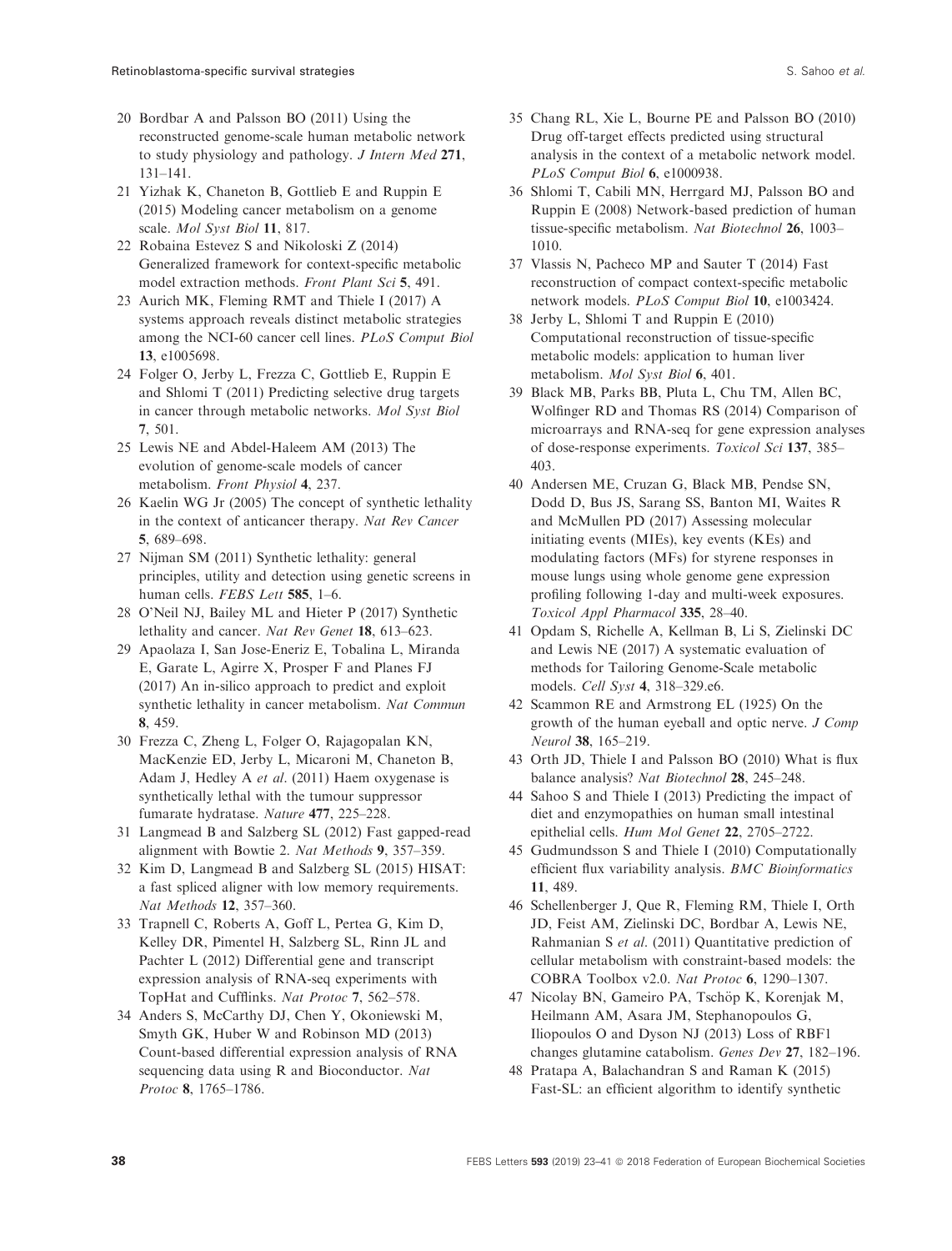20 Bordbar A and Palsson BO (2011) Using the reconstructed genome-scale human metabolic network to study physiology and pathology. *J Intern Med* **271**, 131–141.

21 Yizhak K, Chaneton B, Gottlieb E and Ruppin E (2015) Modeling cancer metabolism on a genome scale. *Mol Syst Biol* **11**, 817.

22 Robaina Estevez S and Nikoloski Z (2014) Generalized framework for context-specific metabolic model extraction methods. *Front Plant Sci* **5**, 491.

23 Aurich MK, Fleming RMT and Thiele I (2017) A systems approach reveals distinct metabolic strategies among the NCI-60 cancer cell lines. *PLoS Comput Biol* **13**, e1005698.

24 Folger O, Jerby L, Frezza C, Gottlieb E, Ruppin E and Shlomi T (2011) Predicting selective drug targets in cancer through metabolic networks. *Mol Syst Biol* **7**, 501.

25 Lewis NE and Abdel-Haleem AM (2013) The evolution of genome-scale models of cancer metabolism. *Front Physiol* **4**, 237.

26 Kaelin WG Jr (2005) The concept of synthetic lethality in the context of anticancer therapy. *Nat Rev Cancer* **5**, 689–698.

27 Nijman SM (2011) Synthetic lethality: general principles, utility and detection using genetic screens in human cells. *FEBS Lett* **585**, 1–6.

28 O'Neil NJ, Bailey ML and Hieter P (2017) Synthetic lethality and cancer. *Nat Rev Genet* **18**, 613–623.

29 Apaolaza I, San Jose-Eneriz E, Tobalina L, Miranda E, Garate L, Agirre X, Prosper F and Planes FJ (2017) An in-silico approach to predict and exploit synthetic lethality in cancer metabolism. *Nat Commun* **8**, 459.

30 Frezza C, Zheng L, Folger O, Rajagopalan KN, MacKenzie ED, Jerby L, Micaroni M, Chaneton B, Adam J, Hedley A *et al*. (2011) Haem oxygenase is synthetically lethal with the tumour suppressor fumarate hydratase. *Nature* **477**, 225–228.

31 Langmead B and Salzberg SL (2012) Fast gapped-read alignment with Bowtie 2. *Nat Methods* **9**, 357–359.

32 Kim D, Langmead B and Salzberg SL (2015) HISAT: a fast spliced aligner with low memory requirements. *Nat Methods* **12**, 357–360.

33 Trapnell C, Roberts A, Goff L, Pertea G, Kim D, Kelley DR, Pimentel H, Salzberg SL, Rinn JL and Pachter L (2012) Differential gene and transcript expression analysis of RNA-seq experiments with TopHat and Cufflinks. *Nat Protoc* **7**, 562–578.

34 Anders S, McCarthy DJ, Chen Y, Okoniewski M, Smyth GK, Huber W and Robinson MD (2013) Count-based differential expression analysis of RNA sequencing data using R and Bioconductor. *Nat Protoc* **8**, 1765–1786.

35 Chang RL, Xie L, Bourne PE and Palsson BO (2010) Drug off-target effects predicted using structural analysis in the context of a metabolic network model. *PLoS Comput Biol* **6**, e1000938.

36 Shlomi T, Cabili MN, Herrgard MJ, Palsson BO and Ruppin E (2008) Network-based prediction of human tissue-specific metabolism. *Nat Biotechnol* **26**, 1003–1010.

37 Vlassis N, Pacheco MP and Sauter T (2014) Fast reconstruction of compact context-specific metabolic network models. *PLoS Comput Biol* **10**, e1003424.

38 Jerby L, Shlomi T and Ruppin E (2010) Computational reconstruction of tissue-specific metabolic models: application to human liver metabolism. *Mol Syst Biol* **6**, 401.

39 Black MB, Parks BB, Pluta L, Chu TM, Allen BC, Wolfinger RD and Thomas RS (2014) Comparison of microarrays and RNA-seq for gene expression analyses of dose-response experiments. *Toxicol Sci* **137**, 385–403.

40 Andersen ME, Cruzan G, Black MB, Pendse SN, Dodd D, Bus JS, Sarang SS, Banton MI, Waites R and McMullen PD (2017) Assessing molecular initiating events (MIEs), key events (KEs) and modulating factors (MFs) for styrene responses in mouse lungs using whole genome gene expression profiling following 1-day and multi-week exposures. *Toxicol Appl Pharmacol* **335**, 28–40.

41 Opdam S, Richelle A, Kellman B, Li S, Zielinski DC and Lewis NE (2017) A systematic evaluation of methods for Tailoring Genome-Scale metabolic models. *Cell Syst* **4**, 318–329.e6.

42 Scammon RE and Armstrong EL (1925) On the growth of the human eyeball and optic nerve. *J Comp Neurol* **38**, 165–219.

43 Orth JD, Thiele I and Palsson BO (2010) What is flux balance analysis? *Nat Biotechnol* **28**, 245–248.

44 Sahoo S and Thiele I (2013) Predicting the impact of diet and enzymopathies on human small intestinal epithelial cells. *Hum Mol Genet* **22**, 2705–2722.

45 Gudmundsson S and Thiele I (2010) Computationally efficient flux variability analysis. *BMC Bioinformatics* **11**, 489.

46 Schellenberger J, Que R, Fleming RM, Thiele I, Orth JD, Feist AM, Zielinski DC, Bordbar A, Lewis NE, Rahmanian S *et al*. (2011) Quantitative prediction of cellular metabolism with constraint-based models: the COBRA Toolbox v2.0. *Nat Protoc* **6**, 1290–1307.

47 Nicolay BN, Gameiro PA, Tschöp K, Korenjak M, Heilmann AM, Asara JM, Stephanopoulos G, Iliopoulos O and Dyson NJ (2013) Loss of RBF1 changes glutamine catabolism. *Genes Dev* **27**, 182–196.

48 Pratapa A, Balachandran S and Raman K (2015) Fast-SL: an efficient algorithm to identify synthetic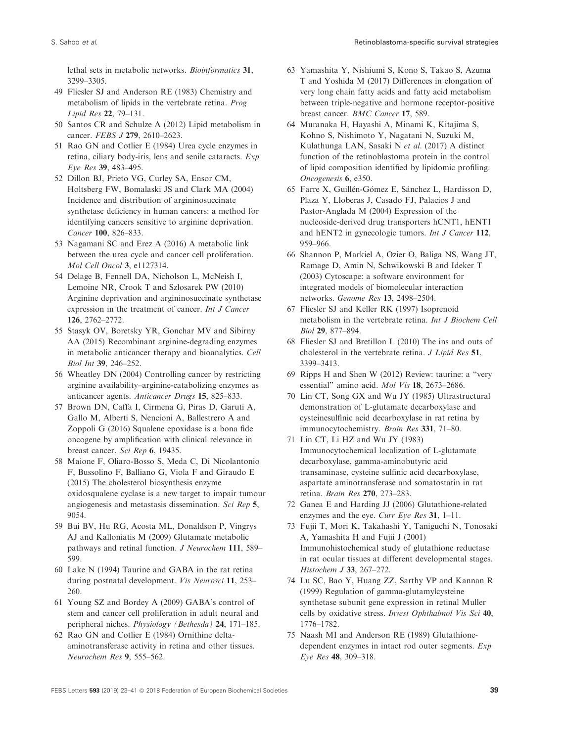lethal sets in metabolic networks. *Bioinformatics* **31**, 3299–3305.

49 Fliesler SJ and Anderson RE (1983) Chemistry and metabolism of lipids in the vertebrate retina. *Prog Lipid Res* **22**, 79–131.

50 Santos CR and Schulze A (2012) Lipid metabolism in cancer. *FEBS J* **279**, 2610–2623.

51 Rao GN and Cotlier E (1984) Urea cycle enzymes in retina, ciliary body-iris, lens and senile cataracts. *Exp Eye Res* **39**, 483–495.

52 Dillon BJ, Prieto VG, Curley SA, Ensor CM, Holtsberg FW, Bomalaski JS and Clark MA (2004) Incidence and distribution of argininosuccinate synthetase deficiency in human cancers: a method for identifying cancers sensitive to arginine deprivation. *Cancer* **100**, 826–833.

53 Nagamani SC and Erez A (2016) A metabolic link between the urea cycle and cancer cell proliferation. *Mol Cell Oncol* **3**, e1127314.

54 Delage B, Fennell DA, Nicholson L, McNeish I, Lemoine NR, Crook T and Szlosarek PW (2010) Arginine deprivation and argininosuccinate synthetase expression in the treatment of cancer. *Int J Cancer* **126**, 2762–2772.

55 Stasyk OV, Boretsky YR, Gonchar MV and Sibirny AA (2015) Recombinant arginine-degrading enzymes in metabolic anticancer therapy and bioanalytics. *Cell Biol Int* **39**, 246–252.

56 Wheatley DN (2004) Controlling cancer by restricting arginine availability–arginine-catabolizing enzymes as anticancer agents. *Anticancer Drugs* **15**, 825–833.

57 Brown DN, Caffa I, Cirmena G, Piras D, Garuti A, Gallo M, Alberti S, Nencioni A, Ballestrero A and Zoppoli G (2016) Squalene epoxidase is a bona fide oncogene by amplification with clinical relevance in breast cancer. *Sci Rep* **6**, 19435.

58 Maione F, Oliaro-Bosso S, Meda C, Di Nicolantonio F, Bussolino F, Balliano G, Viola F and Giraudo E (2015) The cholesterol biosynthesis enzyme oxidosqualene cyclase is a new target to impair tumour angiogenesis and metastasis dissemination. *Sci Rep* **5**, 9054.

59 Bui BV, Hu RG, Acosta ML, Donaldson P, Vingrys AJ and Kalloniatis M (2009) Glutamate metabolic pathways and retinal function. *J Neurochem* **111**, 589–599.

60 Lake N (1994) Taurine and GABA in the rat retina during postnatal development. *Vis Neurosci* **11**, 253–260.

61 Young SZ and Bordey A (2009) GABA's control of stem and cancer cell proliferation in adult neural and peripheral niches. *Physiology (Bethesda)* **24**, 171–185.

62 Rao GN and Cotlier E (1984) Ornithine delta-aminotransferase activity in retina and other tissues. *Neurochem Res* **9**, 555–562.

63 Yamashita Y, Nishiumi S, Kono S, Takao S, Azuma T and Yoshida M (2017) Differences in elongation of very long chain fatty acids and fatty acid metabolism between triple-negative and hormone receptor-positive breast cancer. *BMC Cancer* **17**, 589.

64 Muranaka H, Hayashi A, Minami K, Kitajima S, Kohno S, Nishimoto Y, Nagatani N, Suzuki M, Kulathunga LAN, Sasaki N *et al*. (2017) A distinct function of the retinoblastoma protein in the control of lipid composition identified by lipidomic profiling. *Oncogenesis* **6**, e350.

65 Farre X, Guillén-Gómez E, Sánchez L, Hardisson D, Plaza Y, Lloberas J, Casado FJ, Palacios J and Pastor-Anglada M (2004) Expression of the nucleoside-derived drug transporters hCNT1, hENT1 and hENT2 in gynecologic tumors. *Int J Cancer* **112**, 959–966.

66 Shannon P, Markiel A, Ozier O, Baliga NS, Wang JT, Ramage D, Amin N, Schwikowski B and Ideker T (2003) Cytoscape: a software environment for integrated models of biomolecular interaction networks. *Genome Res* **13**, 2498–2504.

67 Fliesler SJ and Keller RK (1997) Isoprenoid metabolism in the vertebrate retina. *Int J Biochem Cell Biol* **29**, 877–894.

68 Fliesler SJ and Bretillon L (2010) The ins and outs of cholesterol in the vertebrate retina. *J Lipid Res* **51**, 3399–3413.

69 Ripps H and Shen W (2012) Review: taurine: a "very essential" amino acid. *Mol Vis* **18**, 2673–2686.

70 Lin CT, Song GX and Wu JY (1985) Ultrastructural demonstration of L-glutamate decarboxylase and cysteinesulfinic acid decarboxylase in rat retina by immunocytochemistry. *Brain Res* **331**, 71–80.

71 Lin CT, Li HZ and Wu JY (1983) Immunocytochemical localization of L-glutamate decarboxylase, gamma-aminobutyric acid transaminase, cysteine sulfinic acid decarboxylase, aspartate aminotransferase and somatostatin in rat retina. *Brain Res* **270**, 273–283.

72 Ganea E and Harding JJ (2006) Glutathione-related enzymes and the eye. *Curr Eye Res* **31**, 1–11.

73 Fujii T, Mori K, Takahashi Y, Taniguchi N, Tonosaki A, Yamashita H and Fujii J (2001) Immunohistochemical study of glutathione reductase in rat ocular tissues at different developmental stages. *Histochem J* **33**, 267–272.

74 Lu SC, Bao Y, Huang ZZ, Sarthy VP and Kannan R (1999) Regulation of gamma-glutamylcysteine synthetase subunit gene expression in retinal Muller cells by oxidative stress. *Invest Ophthalmol Vis Sci* **40**, 1776–1782.

75 Naash MI and Anderson RE (1989) Glutathione-dependent enzymes in intact rod outer segments. *Exp Eye Res* **48**, 309–318.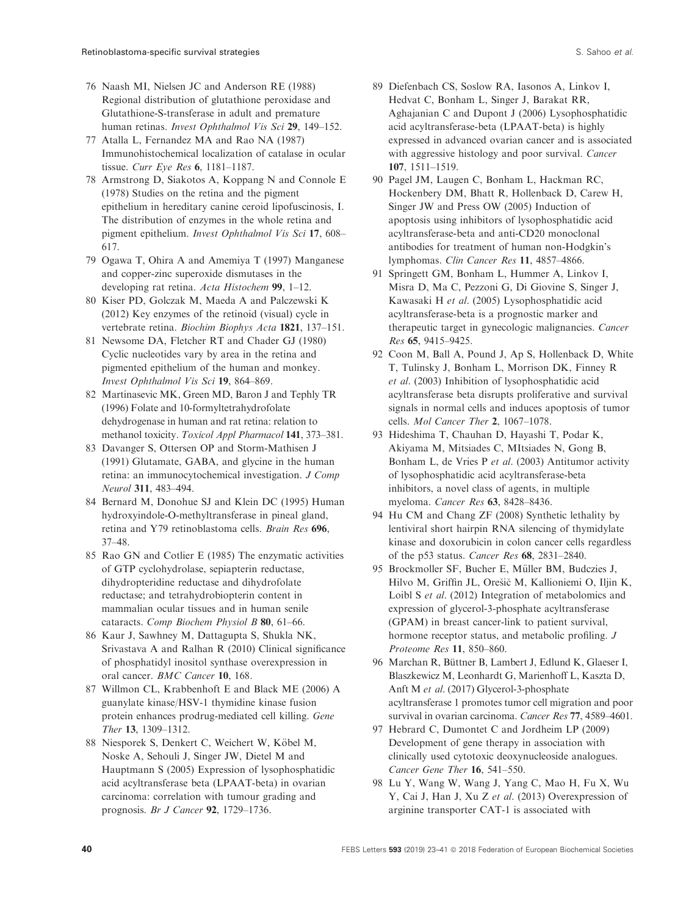76 Naash MI, Nielsen JC and Anderson RE (1988) Regional distribution of glutathione peroxidase and Glutathione-S-transferase in adult and premature human retinas. *Invest Ophthalmol Vis Sci* **29**, 149–152.

77 Atalla L, Fernandez MA and Rao NA (1987) Immunohistochemical localization of catalase in ocular tissue. *Curr Eye Res* **6**, 1181–1187.

78 Armstrong D, Siakotos A, Koppang N and Connole E (1978) Studies on the retina and the pigment epithelium in hereditary canine ceroid lipofuscinosis, I. The distribution of enzymes in the whole retina and pigment epithelium. *Invest Ophthalmol Vis Sci* **17**, 608–617.

79 Ogawa T, Ohira A and Amemiya T (1997) Manganese and copper-zinc superoxide dismutases in the developing rat retina. *Acta Histochem* **99**, 1–12.

80 Kiser PD, Golczak M, Maeda A and Palczewski K (2012) Key enzymes of the retinoid (visual) cycle in vertebrate retina. *Biochim Biophys Acta* **1821**, 137–151.

81 Newsome DA, Fletcher RT and Chader GJ (1980) Cyclic nucleotides vary by area in the retina and pigmented epithelium of the human and monkey. *Invest Ophthalmol Vis Sci* **19**, 864–869.

82 Martinasevic MK, Green MD, Baron J and Tephly TR (1996) Folate and 10-formyltetrahydrofolate dehydrogenase in human and rat retina: relation to methanol toxicity. *Toxicol Appl Pharmacol* **141**, 373–381.

83 Davanger S, Ottersen OP and Storm-Mathisen J (1991) Glutamate, GABA, and glycine in the human retina: an immunocytochemical investigation. *J Comp Neurol* **311**, 483–494.

84 Bernard M, Donohue SJ and Klein DC (1995) Human hydroxyindole-O-methyltransferase in pineal gland, retina and Y79 retinoblastoma cells. *Brain Res* **696**, 37–48.

85 Rao GN and Cotlier E (1985) The enzymatic activities of GTP cyclohydrolase, sepiapterin reductase, dihydropteridine reductase and dihydrofolate reductase; and tetrahydrobiopterin content in mammalian ocular tissues and in human senile cataracts. *Comp Biochem Physiol B* **80**, 61–66.

86 Kaur J, Sawhney M, Dattagupta S, Shukla NK, Srivastava A and Ralhan R (2010) Clinical significance of phosphatidyl inositol synthase overexpression in oral cancer. *BMC Cancer* **10**, 168.

87 Willmon CL, Krabbenhoft E and Black ME (2006) A guanylate kinase/HSV-1 thymidine kinase fusion protein enhances prodrug-mediated cell killing. *Gene Ther* **13**, 1309–1312.

88 Niesporek S, Denkert C, Weichert W, Köbel M, Noske A, Sehouli J, Singer JW, Dietel M and Hauptmann S (2005) Expression of lysophosphatidic acid acyltransferase beta (LPAAT-beta) in ovarian carcinoma: correlation with tumour grading and prognosis. *Br J Cancer* **92**, 1729–1736.

89 Diefenbach CS, Soslow RA, Iasonos A, Linkov I, Hedvat C, Bonham L, Singer J, Barakat RR, Aghajanian C and Dupont J (2006) Lysophosphatidic acid acyltransferase-beta (LPAAT-beta) is highly expressed in advanced ovarian cancer and is associated with aggressive histology and poor survival. *Cancer* **107**, 1511–1519.

90 Pagel JM, Laugen C, Bonham L, Hackman RC, Hockenbery DM, Bhatt R, Hollenback D, Carew H, Singer JW and Press OW (2005) Induction of apoptosis using inhibitors of lysophosphatidic acid acyltransferase-beta and anti-CD20 monoclonal antibodies for treatment of human non-Hodgkin's lymphomas. *Clin Cancer Res* **11**, 4857–4866.

91 Springett GM, Bonham L, Hummer A, Linkov I, Misra D, Ma C, Pezzoni G, Di Giovine S, Singer J, Kawasaki H *et al.* (2005) Lysophosphatidic acid acyltransferase-beta is a prognostic marker and therapeutic target in gynecologic malignancies. *Cancer Res* **65**, 9415–9425.

92 Coon M, Ball A, Pound J, Ap S, Hollenback D, White T, Tulinsky J, Bonham L, Morrison DK, Finney R *et al.* (2003) Inhibition of lysophosphatidic acid acyltransferase beta disrupts proliferative and survival signals in normal cells and induces apoptosis of tumor cells. *Mol Cancer Ther* **2**, 1067–1078.

93 Hideshima T, Chauhan D, Hayashi T, Podar K, Akiyama M, Mitsiades C, MItsiades N, Gong B, Bonham L, de Vries P *et al.* (2003) Antitumor activity of lysophosphatidic acid acyltransferase-beta inhibitors, a novel class of agents, in multiple myeloma. *Cancer Res* **63**, 8428–8436.

94 Hu CM and Chang ZF (2008) Synthetic lethality by lentiviral short hairpin RNA silencing of thymidylate kinase and doxorubicin in colon cancer cells regardless of the p53 status. *Cancer Res* **68**, 2831–2840.

95 Brockmoller SF, Bucher E, Müller BM, Budczies J, Hilvo M, Griffin JL, Orešič M, Kallioniemi O, Iljin K, Loibl S *et al.* (2012) Integration of metabolomics and expression of glycerol-3-phosphate acyltransferase (GPAM) in breast cancer-link to patient survival, hormone receptor status, and metabolic profiling. *J Proteome Res* **11**, 850–860.

96 Marchan R, Büttner B, Lambert J, Edlund K, Glaeser I, Blaszkewicz M, Leonhardt G, Marienhoff L, Kaszta D, Anft M *et al.* (2017) Glycerol-3-phosphate acyltransferase 1 promotes tumor cell migration and poor survival in ovarian carcinoma. *Cancer Res* **77**, 4589–4601.

97 Hebrard C, Dumontet C and Jordheim LP (2009) Development of gene therapy in association with clinically used cytotoxic deoxynucleoside analogues. *Cancer Gene Ther* **16**, 541–550.

98 Lu Y, Wang W, Wang J, Yang C, Mao H, Fu X, Wu Y, Cai J, Han J, Xu Z *et al.* (2013) Overexpression of arginine transporter CAT-1 is associated with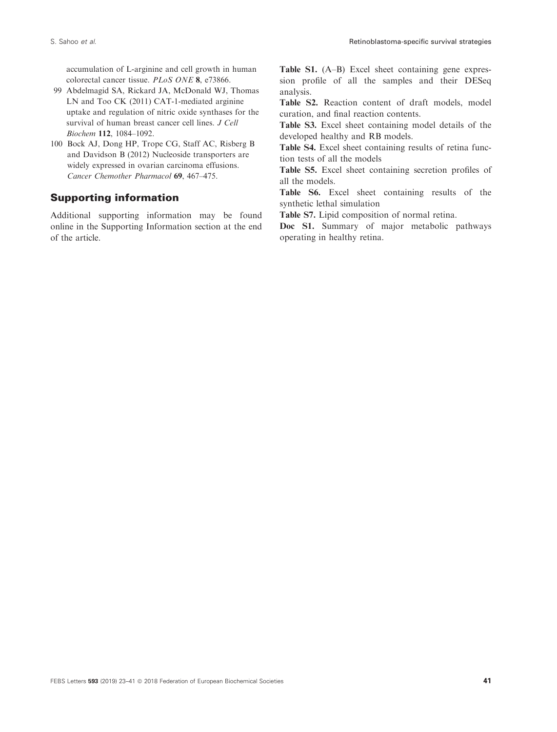accumulation of L-arginine and cell growth in human colorectal cancer tissue. *PLoS ONE* **8**, e73866.

99 Abdelmagid SA, Rickard JA, McDonald WJ, Thomas LN and Too CK (2011) CAT-1-mediated arginine uptake and regulation of nitric oxide synthases for the survival of human breast cancer cell lines. *J Cell Biochem* **112**, 1084–1092.

100 Bock AJ, Dong HP, Trope CG, Staff AC, Risberg B and Davidson B (2012) Nucleoside transporters are widely expressed in ovarian carcinoma effusions. *Cancer Chemother Pharmacol* **69**, 467–475.

## Supporting information

Additional supporting information may be found online in the Supporting Information section at the end of the article.

**Table S1.** (A–B) Excel sheet containing gene expression profile of all the samples and their DESeq analysis.

**Table S2.** Reaction content of draft models, model curation, and final reaction contents.

**Table S3.** Excel sheet containing model details of the developed healthy and RB models.

**Table S4.** Excel sheet containing results of retina function tests of all the models

**Table S5.** Excel sheet containing secretion profiles of all the models.

**Table S6.** Excel sheet containing results of the synthetic lethal simulation

**Table S7.** Lipid composition of normal retina.

**Doc S1.** Summary of major metabolic pathways operating in healthy retina.